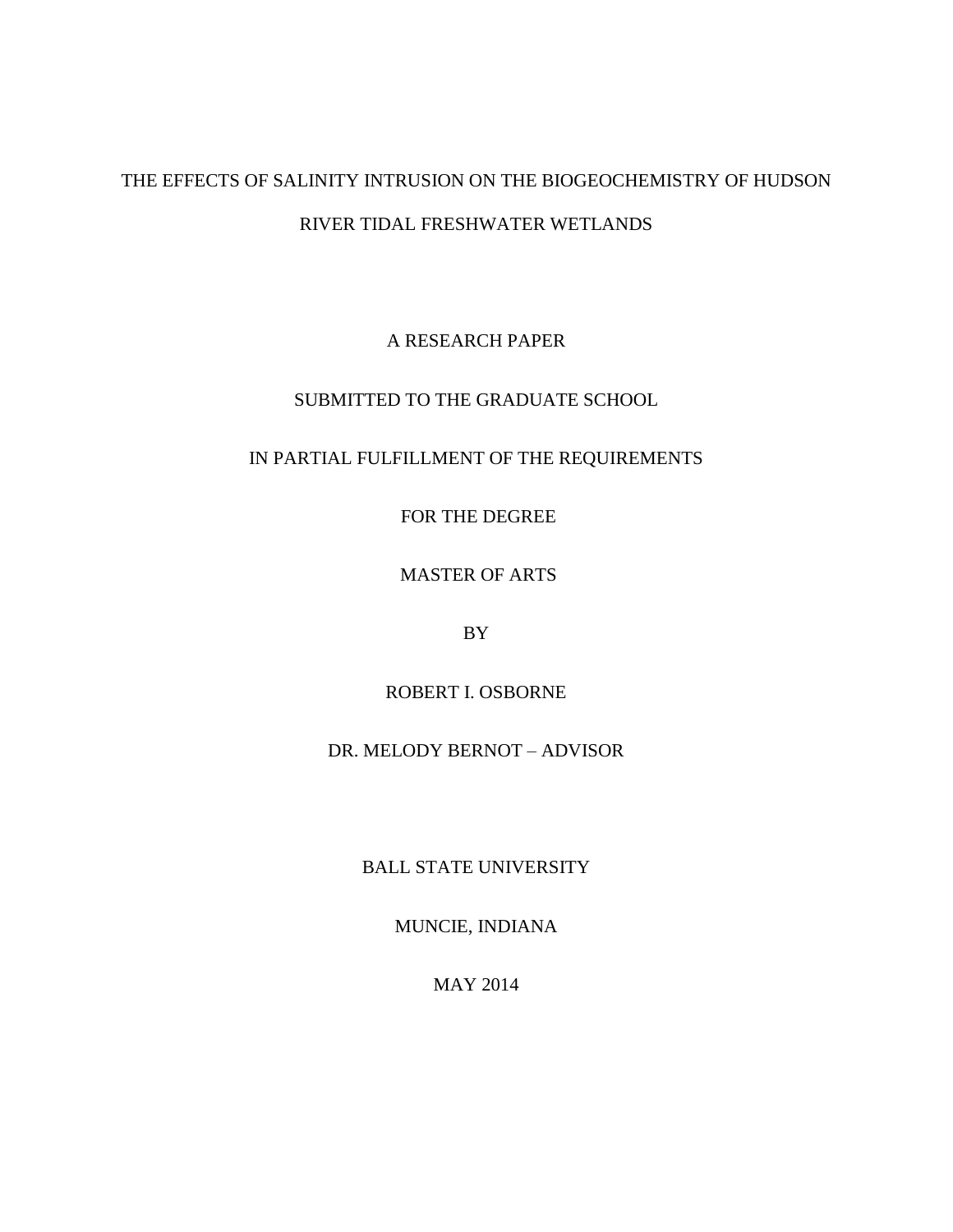# THE EFFECTS OF SALINITY INTRUSION ON THE BIOGEOCHEMISTRY OF HUDSON RIVER TIDAL FRESHWATER WETLANDS

A RESEARCH PAPER

SUBMITTED TO THE GRADUATE SCHOOL

IN PARTIAL FULFILLMENT OF THE REQUIREMENTS

FOR THE DEGREE

MASTER OF ARTS

BY

ROBERT I. OSBORNE

DR. MELODY BERNOT – ADVISOR

BALL STATE UNIVERSITY

MUNCIE, INDIANA

MAY 2014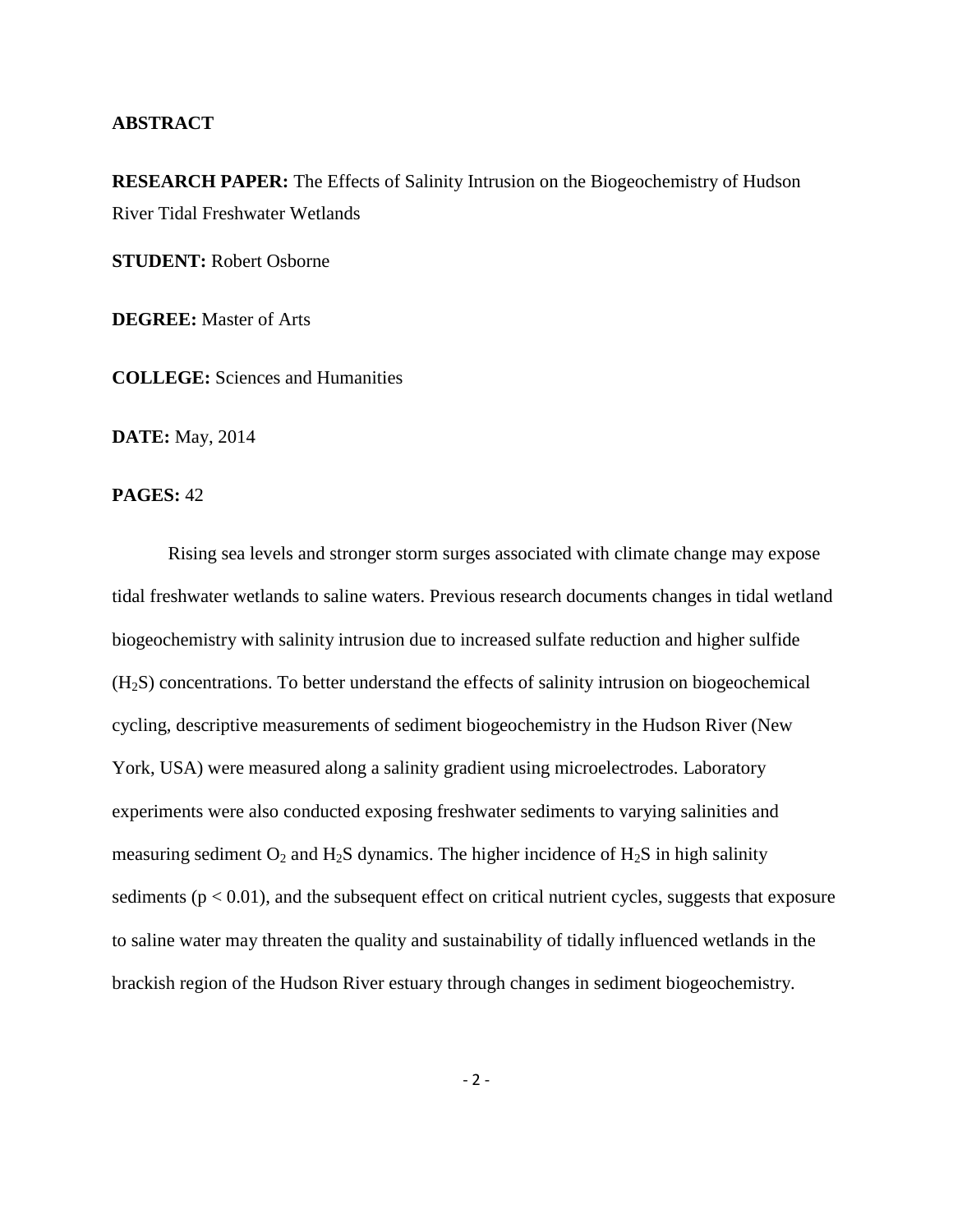## ABSTRACT

**RESEARCH PAPER:** The Effects of Salinity Intrusion on the Biogeochemistry of Hudson River Tidal Freshwater Wetlands

**STUDENT:** Robert Osborne

**DEGREE:** Master of Arts

**COLLEGE:** Sciences and Humanities

**DATE:** May, 2014

**PAGES:** 42

Rising sea levels and stronger storm surges associated with climate change may expose tidal freshwater wetlands to saline waters. Previous research documents changes in tidal wetland biogeochemistry with salinity intrusion due to increased sulfate reduction and higher sulfide ($H_2S$) concentrations. To better understand the effects of salinity intrusion on biogeochemical cycling, descriptive measurements of sediment biogeochemistry in the Hudson River (New York, USA) were measured along a salinity gradient using microelectrodes. Laboratory experiments were also conducted exposing freshwater sediments to varying salinities and measuring sediment $O_2$ and $H_2S$ dynamics. The higher incidence of $H_2S$ in high salinity sediments ($p < 0.01$), and the subsequent effect on critical nutrient cycles, suggests that exposure to saline water may threaten the quality and sustainability of tidally influenced wetlands in the brackish region of the Hudson River estuary through changes in sediment biogeochemistry.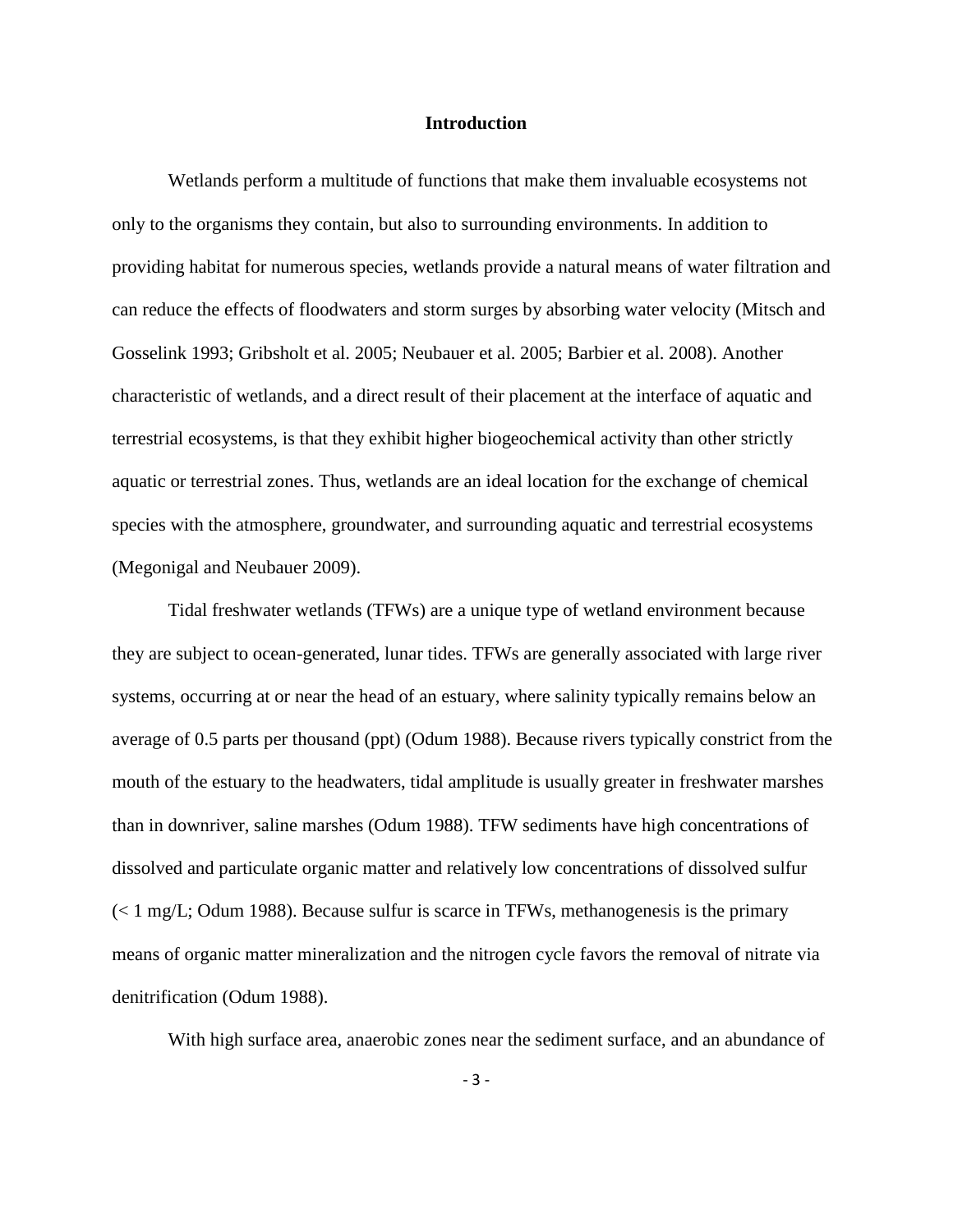## Introduction

Wetlands perform a multitude of functions that make them invaluable ecosystems not only to the organisms they contain, but also to surrounding environments. In addition to providing habitat for numerous species, wetlands provide a natural means of water filtration and can reduce the effects of floodwaters and storm surges by absorbing water velocity (Mitsch and Gosselink 1993; Gribsholt et al. 2005; Neubauer et al. 2005; Barbier et al. 2008). Another characteristic of wetlands, and a direct result of their placement at the interface of aquatic and terrestrial ecosystems, is that they exhibit higher biogeochemical activity than other strictly aquatic or terrestrial zones. Thus, wetlands are an ideal location for the exchange of chemical species with the atmosphere, groundwater, and surrounding aquatic and terrestrial ecosystems (Megonigal and Neubauer 2009).

Tidal freshwater wetlands (TFWs) are a unique type of wetland environment because they are subject to ocean-generated, lunar tides. TFWs are generally associated with large river systems, occurring at or near the head of an estuary, where salinity typically remains below an average of 0.5 parts per thousand (ppt) (Odum 1988). Because rivers typically constrict from the mouth of the estuary to the headwaters, tidal amplitude is usually greater in freshwater marshes than in downriver, saline marshes (Odum 1988). TFW sediments have high concentrations of dissolved and particulate organic matter and relatively low concentrations of dissolved sulfur (< 1 mg/L; Odum 1988). Because sulfur is scarce in TFWs, methanogenesis is the primary means of organic matter mineralization and the nitrogen cycle favors the removal of nitrate via denitrification (Odum 1988).

With high surface area, anaerobic zones near the sediment surface, and an abundance of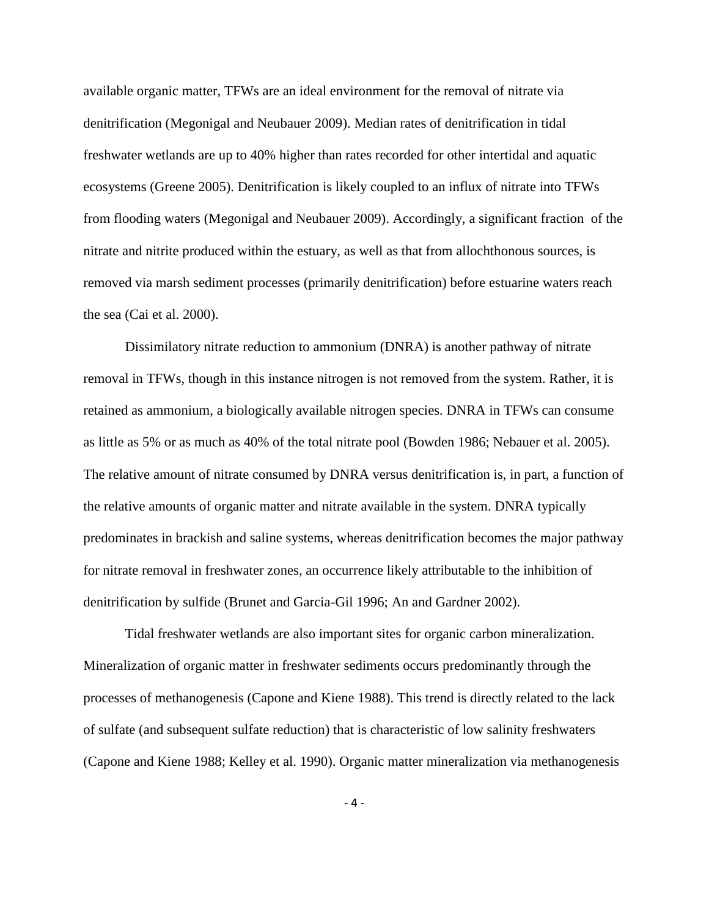available organic matter, TFWs are an ideal environment for the removal of nitrate via denitrification (Megonigal and Neubauer 2009). Median rates of denitrification in tidal freshwater wetlands are up to 40% higher than rates recorded for other intertidal and aquatic ecosystems (Greene 2005). Denitrification is likely coupled to an influx of nitrate into TFWs from flooding waters (Megonigal and Neubauer 2009). Accordingly, a significant fraction of the nitrate and nitrite produced within the estuary, as well as that from allochthonous sources, is removed via marsh sediment processes (primarily denitrification) before estuarine waters reach the sea (Cai et al. 2000).

Dissimilatory nitrate reduction to ammonium (DNRA) is another pathway of nitrate removal in TFWs, though in this instance nitrogen is not removed from the system. Rather, it is retained as ammonium, a biologically available nitrogen species. DNRA in TFWs can consume as little as 5% or as much as 40% of the total nitrate pool (Bowden 1986; Nebauer et al. 2005). The relative amount of nitrate consumed by DNRA versus denitrification is, in part, a function of the relative amounts of organic matter and nitrate available in the system. DNRA typically predominates in brackish and saline systems, whereas denitrification becomes the major pathway for nitrate removal in freshwater zones, an occurrence likely attributable to the inhibition of denitrification by sulfide (Brunet and Garcia-Gil 1996; An and Gardner 2002).

Tidal freshwater wetlands are also important sites for organic carbon mineralization. Mineralization of organic matter in freshwater sediments occurs predominantly through the processes of methanogenesis (Capone and Kiene 1988). This trend is directly related to the lack of sulfate (and subsequent sulfate reduction) that is characteristic of low salinity freshwaters (Capone and Kiene 1988; Kelley et al. 1990). Organic matter mineralization via methanogenesis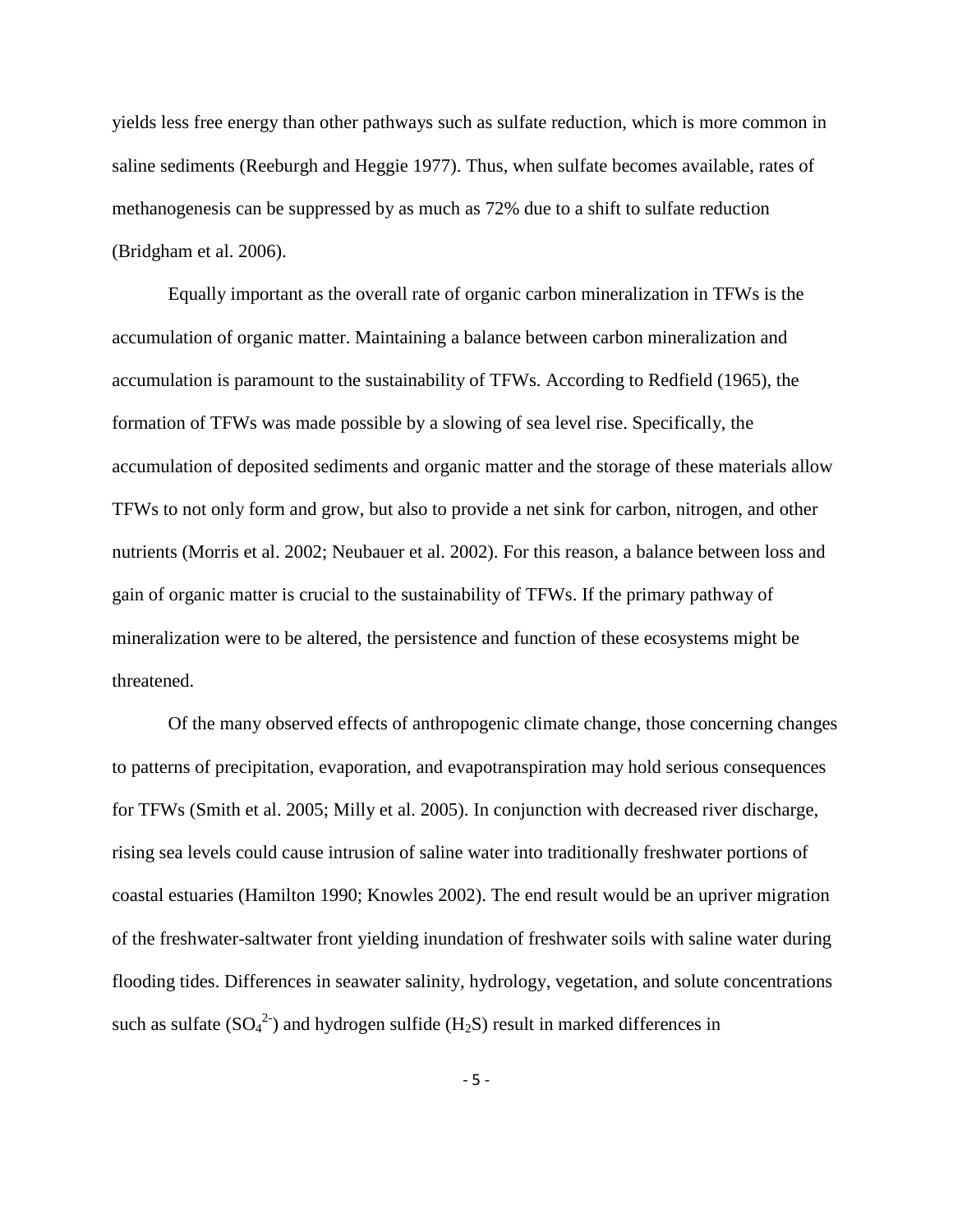yields less free energy than other pathways such as sulfate reduction, which is more common in saline sediments (Reeburgh and Heggie 1977). Thus, when sulfate becomes available, rates of methanogenesis can be suppressed by as much as 72% due to a shift to sulfate reduction (Bridgham et al. 2006).

Equally important as the overall rate of organic carbon mineralization in TFWs is the accumulation of organic matter. Maintaining a balance between carbon mineralization and accumulation is paramount to the sustainability of TFWs. According to Redfield (1965), the formation of TFWs was made possible by a slowing of sea level rise. Specifically, the accumulation of deposited sediments and organic matter and the storage of these materials allow TFWs to not only form and grow, but also to provide a net sink for carbon, nitrogen, and other nutrients (Morris et al. 2002; Neubauer et al. 2002). For this reason, a balance between loss and gain of organic matter is crucial to the sustainability of TFWs. If the primary pathway of mineralization were to be altered, the persistence and function of these ecosystems might be threatened.

Of the many observed effects of anthropogenic climate change, those concerning changes to patterns of precipitation, evaporation, and evapotranspiration may hold serious consequences for TFWs (Smith et al. 2005; Milly et al. 2005). In conjunction with decreased river discharge, rising sea levels could cause intrusion of saline water into traditionally freshwater portions of coastal estuaries (Hamilton 1990; Knowles 2002). The end result would be an upriver migration of the freshwater-saltwater front yielding inundation of freshwater soils with saline water during flooding tides. Differences in seawater salinity, hydrology, vegetation, and solute concentrations such as sulfate ($SO_4^{2-}$) and hydrogen sulfide ($H_2S$) result in marked differences in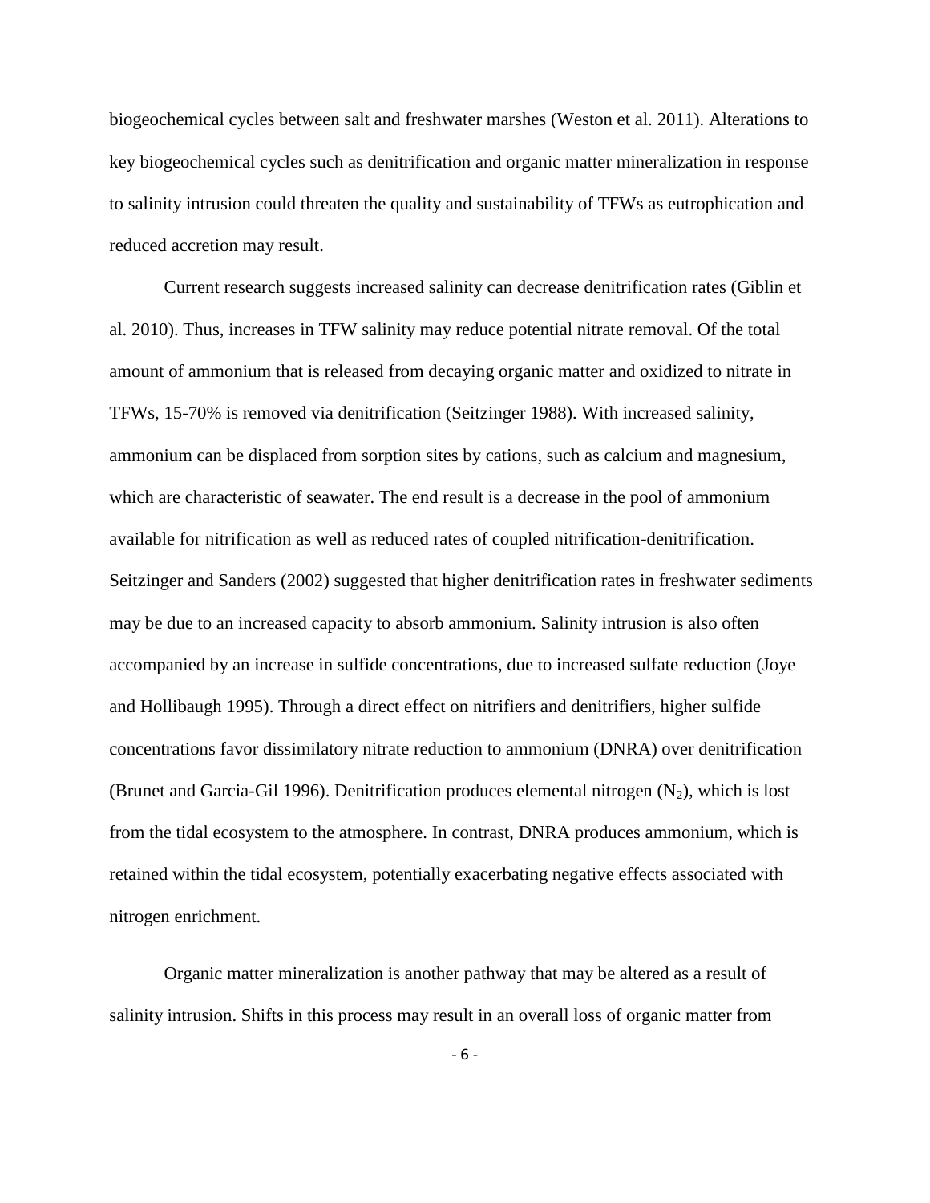biogeochemical cycles between salt and freshwater marshes (Weston et al. 2011). Alterations to key biogeochemical cycles such as denitrification and organic matter mineralization in response to salinity intrusion could threaten the quality and sustainability of TFWs as eutrophication and reduced accretion may result.

Current research suggests increased salinity can decrease denitrification rates (Giblin et al. 2010). Thus, increases in TFW salinity may reduce potential nitrate removal. Of the total amount of ammonium that is released from decaying organic matter and oxidized to nitrate in TFWs, 15-70% is removed via denitrification (Seitzinger 1988). With increased salinity, ammonium can be displaced from sorption sites by cations, such as calcium and magnesium, which are characteristic of seawater. The end result is a decrease in the pool of ammonium available for nitrification as well as reduced rates of coupled nitrification-denitrification. Seitzinger and Sanders (2002) suggested that higher denitrification rates in freshwater sediments may be due to an increased capacity to absorb ammonium. Salinity intrusion is also often accompanied by an increase in sulfide concentrations, due to increased sulfate reduction (Joye and Hollibaugh 1995). Through a direct effect on nitrifiers and denitrifiers, higher sulfide concentrations favor dissimilatory nitrate reduction to ammonium (DNRA) over denitrification (Brunet and Garcia-Gil 1996). Denitrification produces elemental nitrogen ($N_2$), which is lost from the tidal ecosystem to the atmosphere. In contrast, DNRA produces ammonium, which is retained within the tidal ecosystem, potentially exacerbating negative effects associated with nitrogen enrichment.

Organic matter mineralization is another pathway that may be altered as a result of salinity intrusion. Shifts in this process may result in an overall loss of organic matter from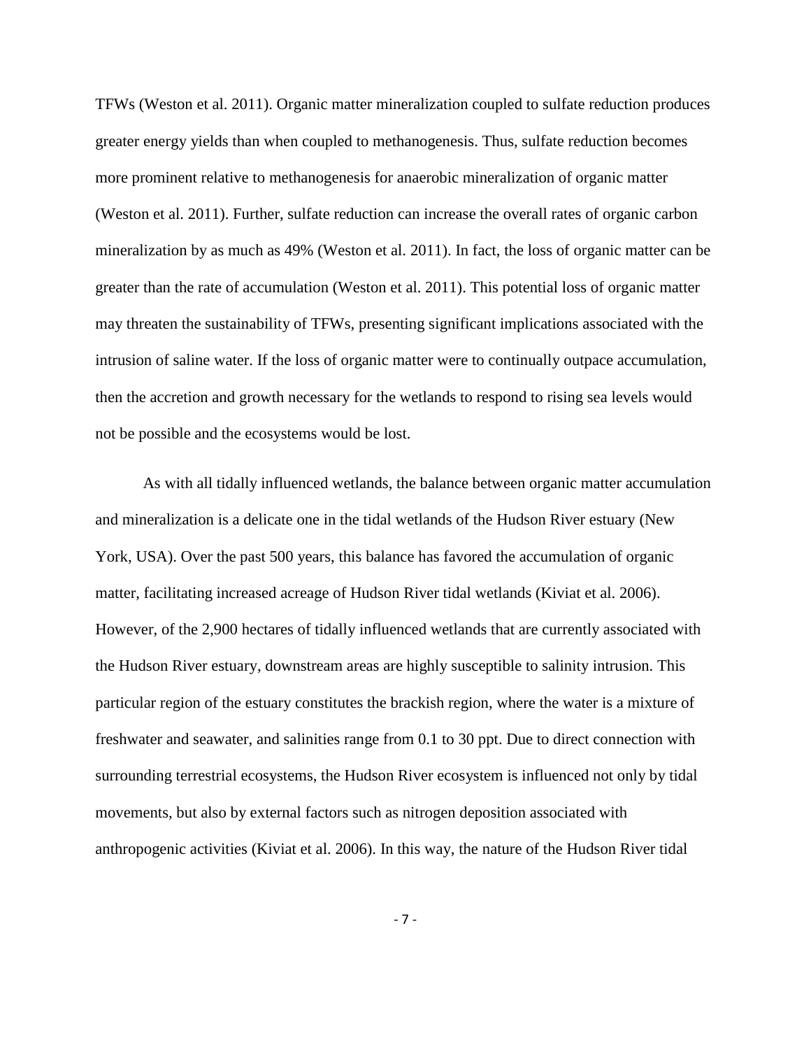TFWs (Weston et al. 2011). Organic matter mineralization coupled to sulfate reduction produces greater energy yields than when coupled to methanogenesis. Thus, sulfate reduction becomes more prominent relative to methanogenesis for anaerobic mineralization of organic matter (Weston et al. 2011). Further, sulfate reduction can increase the overall rates of organic carbon mineralization by as much as 49% (Weston et al. 2011). In fact, the loss of organic matter can be greater than the rate of accumulation (Weston et al. 2011). This potential loss of organic matter may threaten the sustainability of TFWs, presenting significant implications associated with the intrusion of saline water. If the loss of organic matter were to continually outpace accumulation, then the accretion and growth necessary for the wetlands to respond to rising sea levels would not be possible and the ecosystems would be lost.

As with all tidally influenced wetlands, the balance between organic matter accumulation and mineralization is a delicate one in the tidal wetlands of the Hudson River estuary (New York, USA). Over the past 500 years, this balance has favored the accumulation of organic matter, facilitating increased acreage of Hudson River tidal wetlands (Kiviat et al. 2006). However, of the 2,900 hectares of tidally influenced wetlands that are currently associated with the Hudson River estuary, downstream areas are highly susceptible to salinity intrusion. This particular region of the estuary constitutes the brackish region, where the water is a mixture of freshwater and seawater, and salinities range from 0.1 to 30 ppt. Due to direct connection with surrounding terrestrial ecosystems, the Hudson River ecosystem is influenced not only by tidal movements, but also by external factors such as nitrogen deposition associated with anthropogenic activities (Kiviat et al. 2006). In this way, the nature of the Hudson River tidal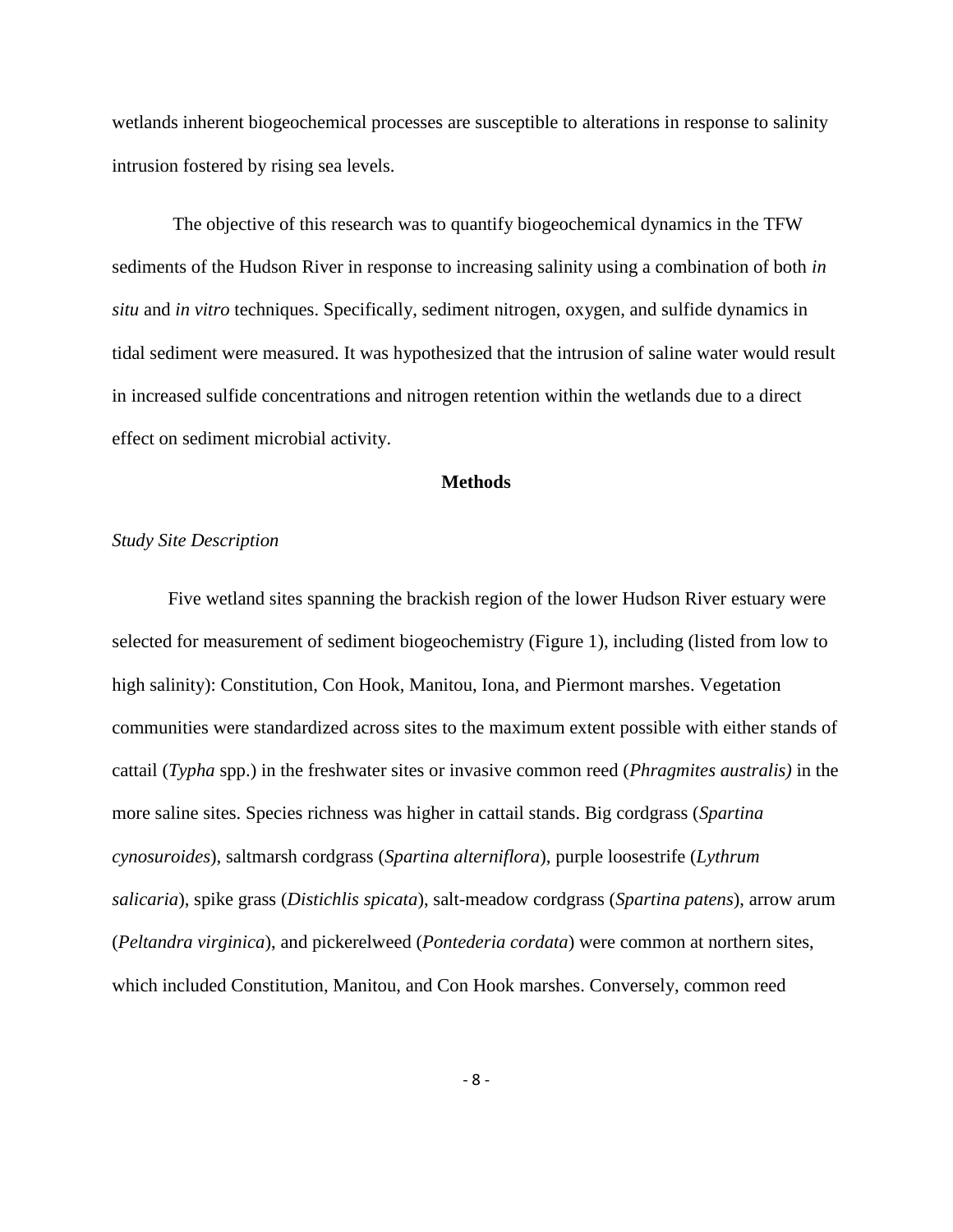wetlands inherent biogeochemical processes are susceptible to alterations in response to salinity intrusion fostered by rising sea levels.

The objective of this research was to quantify biogeochemical dynamics in the TFW sediments of the Hudson River in response to increasing salinity using a combination of both *in situ* and *in vitro* techniques. Specifically, sediment nitrogen, oxygen, and sulfide dynamics in tidal sediment were measured. It was hypothesized that the intrusion of saline water would result in increased sulfide concentrations and nitrogen retention within the wetlands due to a direct effect on sediment microbial activity.

## Methods

### *Study Site Description*

Five wetland sites spanning the brackish region of the lower Hudson River estuary were selected for measurement of sediment biogeochemistry (Figure 1), including (listed from low to high salinity): Constitution, Con Hook, Manitou, Iona, and Piermont marshes. Vegetation communities were standardized across sites to the maximum extent possible with either stands of cattail (*Typha* spp.) in the freshwater sites or invasive common reed (*Phragmites australis)* in the more saline sites. Species richness was higher in cattail stands. Big cordgrass (*Spartina cynosuroides*), saltmarsh cordgrass (*Spartina alterniflora*), purple loosestrife (*Lythrum salicaria*), spike grass (*Distichlis spicata*), salt-meadow cordgrass (*Spartina patens*), arrow arum (*Peltandra virginica*), and pickerelweed (*Pontederia cordata*) were common at northern sites, which included Constitution, Manitou, and Con Hook marshes. Conversely, common reed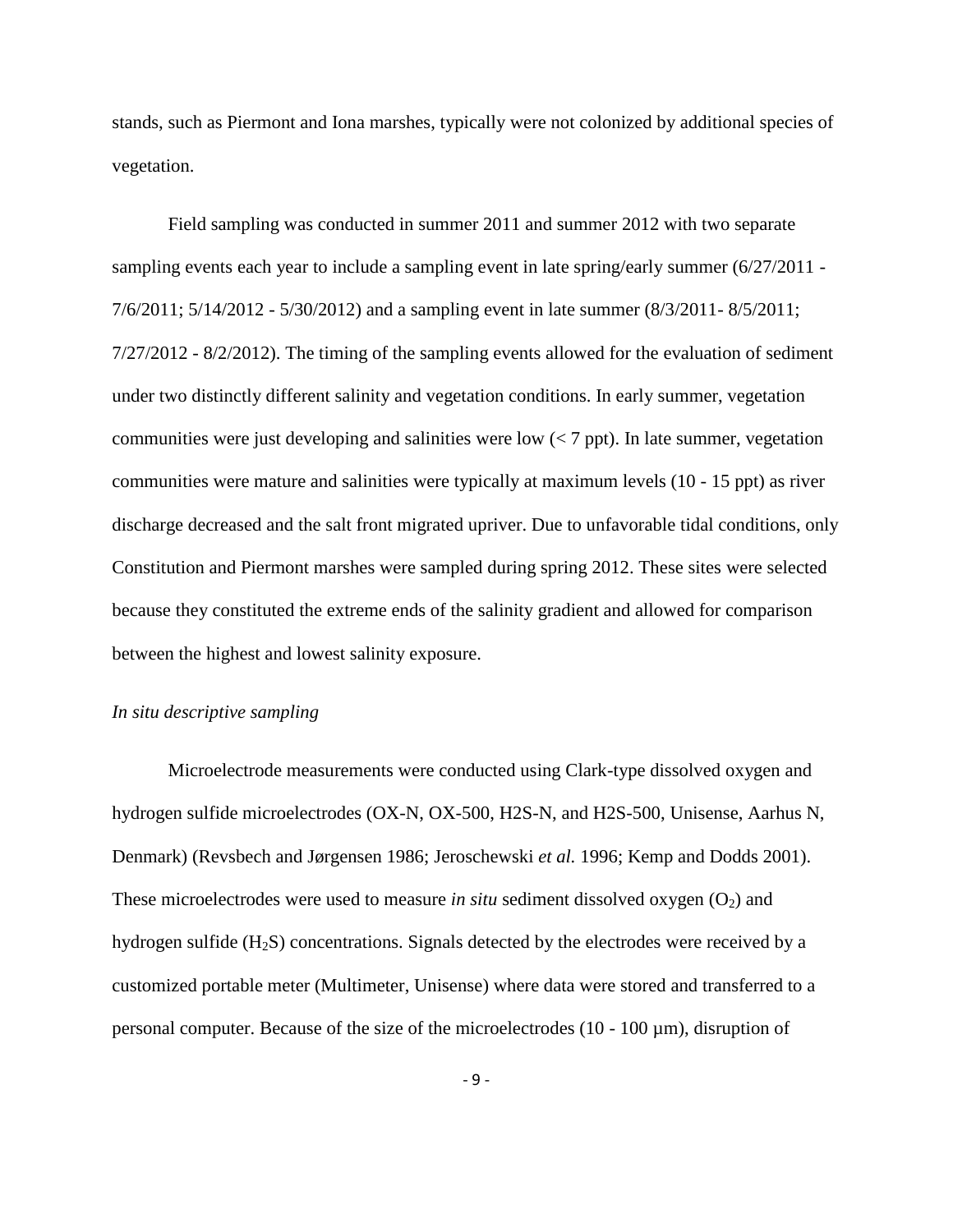stands, such as Piermont and Iona marshes, typically were not colonized by additional species of vegetation.

Field sampling was conducted in summer 2011 and summer 2012 with two separate sampling events each year to include a sampling event in late spring/early summer (6/27/2011 - 7/6/2011; 5/14/2012 - 5/30/2012) and a sampling event in late summer (8/3/2011- 8/5/2011; 7/27/2012 - 8/2/2012). The timing of the sampling events allowed for the evaluation of sediment under two distinctly different salinity and vegetation conditions. In early summer, vegetation communities were just developing and salinities were low (< 7 ppt). In late summer, vegetation communities were mature and salinities were typically at maximum levels (10 - 15 ppt) as river discharge decreased and the salt front migrated upriver. Due to unfavorable tidal conditions, only Constitution and Piermont marshes were sampled during spring 2012. These sites were selected because they constituted the extreme ends of the salinity gradient and allowed for comparison between the highest and lowest salinity exposure.

*In situ descriptive sampling*

Microelectrode measurements were conducted using Clark-type dissolved oxygen and hydrogen sulfide microelectrodes (OX-N, OX-500, H2S-N, and H2S-500, Unisense, Aarhus N, Denmark) (Revsbech and Jørgensen 1986; Jeroschewski *et al.* 1996; Kemp and Dodds 2001). These microelectrodes were used to measure *in situ* sediment dissolved oxygen ($O_2$) and hydrogen sulfide ($H_2S$) concentrations. Signals detected by the electrodes were received by a customized portable meter (Multimeter, Unisense) where data were stored and transferred to a personal computer. Because of the size of the microelectrodes (10 - 100 µm), disruption of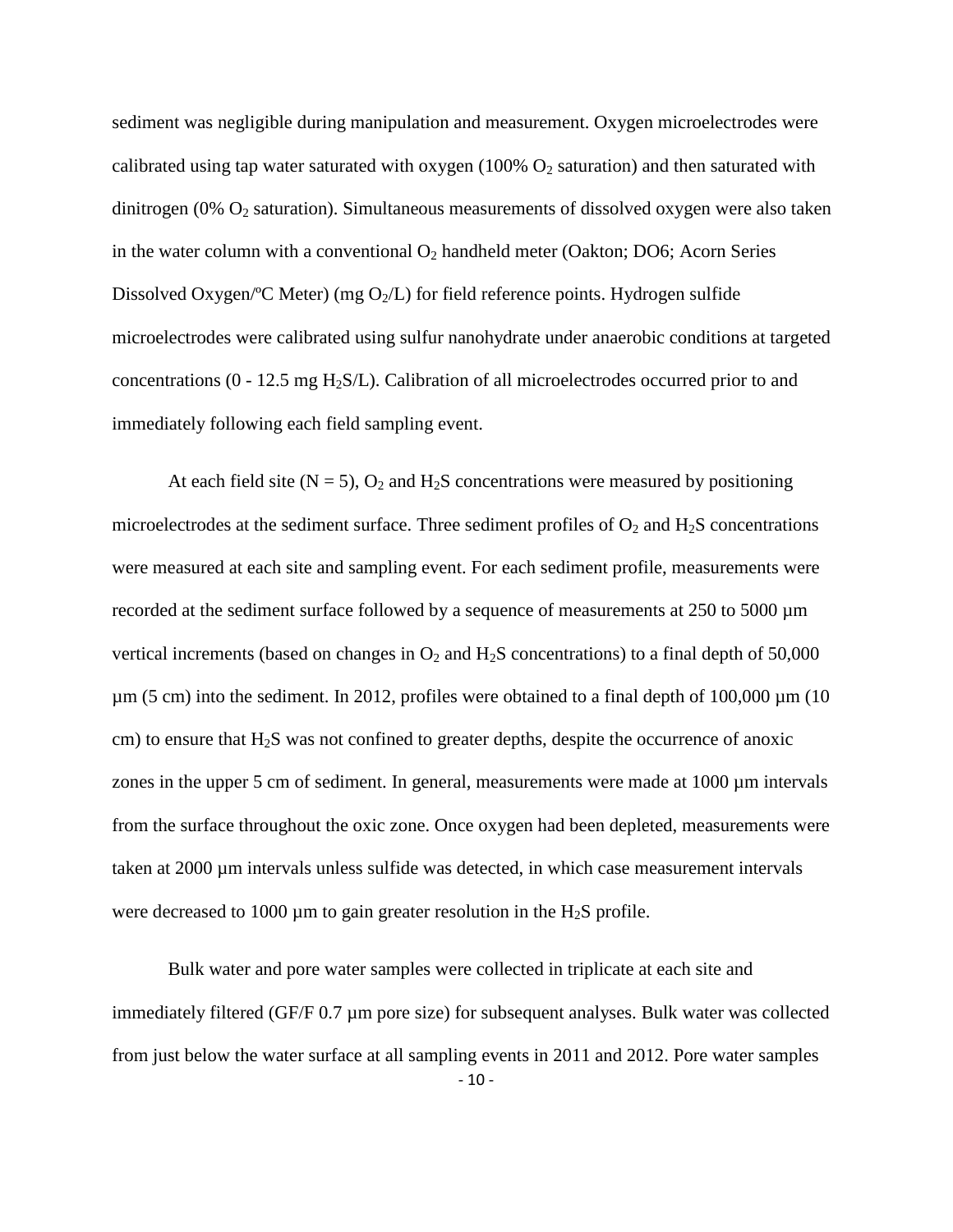sediment was negligible during manipulation and measurement. Oxygen microelectrodes were calibrated using tap water saturated with oxygen (100% $O_2$ saturation) and then saturated with dinitrogen (0% $O_2$ saturation). Simultaneous measurements of dissolved oxygen were also taken in the water column with a conventional $O_2$ handheld meter (Oakton; DO6; Acorn Series Dissolved Oxygen/ºC Meter) (mg $O_2$/L) for field reference points. Hydrogen sulfide microelectrodes were calibrated using sulfur nanohydrate under anaerobic conditions at targeted concentrations (0 - 12.5 mg $H_2S$/L). Calibration of all microelectrodes occurred prior to and immediately following each field sampling event.

At each field site (N = 5), $O_2$ and $H_2S$ concentrations were measured by positioning microelectrodes at the sediment surface. Three sediment profiles of $O_2$ and $H_2S$ concentrations were measured at each site and sampling event. For each sediment profile, measurements were recorded at the sediment surface followed by a sequence of measurements at 250 to 5000 µm vertical increments (based on changes in $O_2$ and $H_2S$ concentrations) to a final depth of 50,000 µm (5 cm) into the sediment. In 2012, profiles were obtained to a final depth of 100,000 µm (10 cm) to ensure that $H_2S$ was not confined to greater depths, despite the occurrence of anoxic zones in the upper 5 cm of sediment. In general, measurements were made at 1000 µm intervals from the surface throughout the oxic zone. Once oxygen had been depleted, measurements were taken at 2000 µm intervals unless sulfide was detected, in which case measurement intervals were decreased to 1000 µm to gain greater resolution in the $H_2S$ profile.

Bulk water and pore water samples were collected in triplicate at each site and immediately filtered (GF/F 0.7 µm pore size) for subsequent analyses. Bulk water was collected from just below the water surface at all sampling events in 2011 and 2012. Pore water samples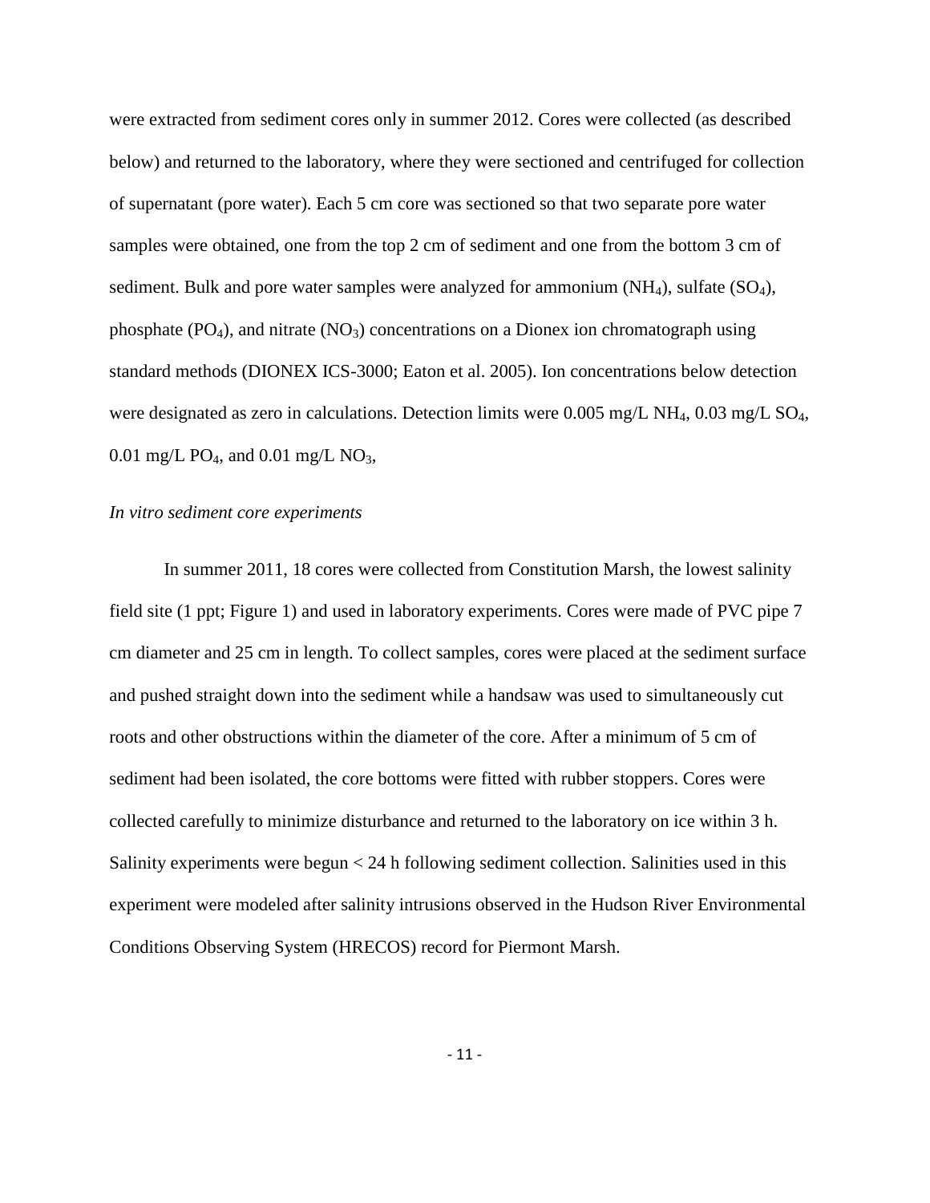were extracted from sediment cores only in summer 2012. Cores were collected (as described below) and returned to the laboratory, where they were sectioned and centrifuged for collection of supernatant (pore water). Each 5 cm core was sectioned so that two separate pore water samples were obtained, one from the top 2 cm of sediment and one from the bottom 3 cm of sediment. Bulk and pore water samples were analyzed for ammonium ($NH_4$), sulfate ($SO_4$), phosphate ($PO_4$), and nitrate ($NO_3$) concentrations on a Dionex ion chromatograph using standard methods (DIONEX ICS-3000; Eaton et al. 2005). Ion concentrations below detection were designated as zero in calculations. Detection limits were 0.005 mg/L $NH_4$, 0.03 mg/L $SO_4$, 0.01 mg/L $PO_4$, and 0.01 mg/L $NO_3$,

*In vitro sediment core experiments*

In summer 2011, 18 cores were collected from Constitution Marsh, the lowest salinity field site (1 ppt; Figure 1) and used in laboratory experiments. Cores were made of PVC pipe 7 cm diameter and 25 cm in length. To collect samples, cores were placed at the sediment surface and pushed straight down into the sediment while a handsaw was used to simultaneously cut roots and other obstructions within the diameter of the core. After a minimum of 5 cm of sediment had been isolated, the core bottoms were fitted with rubber stoppers. Cores were collected carefully to minimize disturbance and returned to the laboratory on ice within 3 h. Salinity experiments were begun < 24 h following sediment collection. Salinities used in this experiment were modeled after salinity intrusions observed in the Hudson River Environmental Conditions Observing System (HRECOS) record for Piermont Marsh.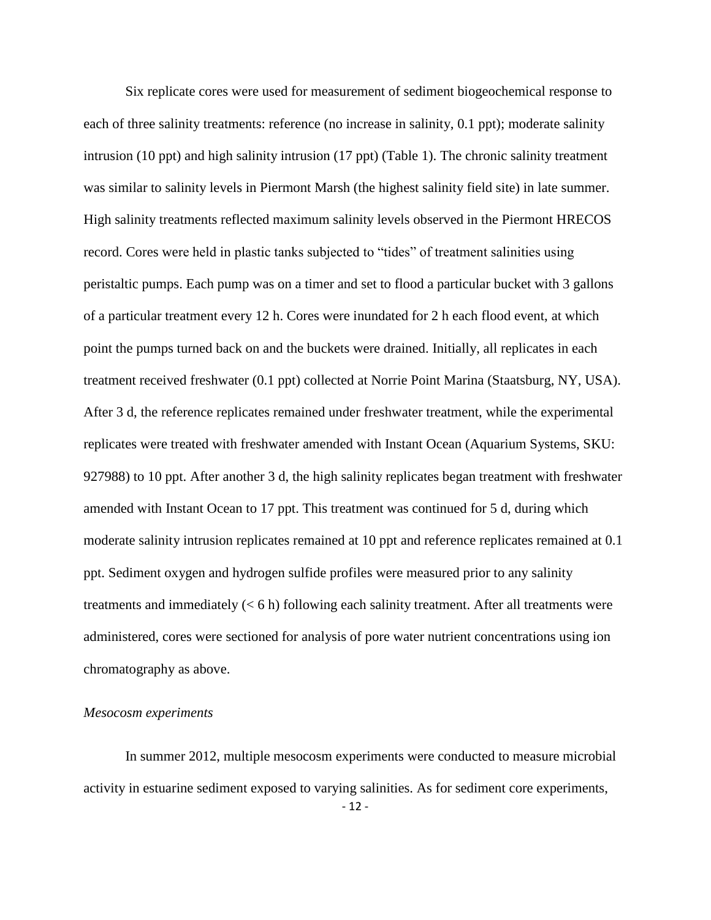Six replicate cores were used for measurement of sediment biogeochemical response to each of three salinity treatments: reference (no increase in salinity, 0.1 ppt); moderate salinity intrusion (10 ppt) and high salinity intrusion (17 ppt) (Table 1). The chronic salinity treatment was similar to salinity levels in Piermont Marsh (the highest salinity field site) in late summer. High salinity treatments reflected maximum salinity levels observed in the Piermont HRECOS record. Cores were held in plastic tanks subjected to "tides" of treatment salinities using peristaltic pumps. Each pump was on a timer and set to flood a particular bucket with 3 gallons of a particular treatment every 12 h. Cores were inundated for 2 h each flood event, at which point the pumps turned back on and the buckets were drained. Initially, all replicates in each treatment received freshwater (0.1 ppt) collected at Norrie Point Marina (Staatsburg, NY, USA). After 3 d, the reference replicates remained under freshwater treatment, while the experimental replicates were treated with freshwater amended with Instant Ocean (Aquarium Systems, SKU: 927988) to 10 ppt. After another 3 d, the high salinity replicates began treatment with freshwater amended with Instant Ocean to 17 ppt. This treatment was continued for 5 d, during which moderate salinity intrusion replicates remained at 10 ppt and reference replicates remained at 0.1 ppt. Sediment oxygen and hydrogen sulfide profiles were measured prior to any salinity treatments and immediately (< 6 h) following each salinity treatment. After all treatments were administered, cores were sectioned for analysis of pore water nutrient concentrations using ion chromatography as above.

*Mesocosm experiments*

In summer 2012, multiple mesocosm experiments were conducted to measure microbial activity in estuarine sediment exposed to varying salinities. As for sediment core experiments,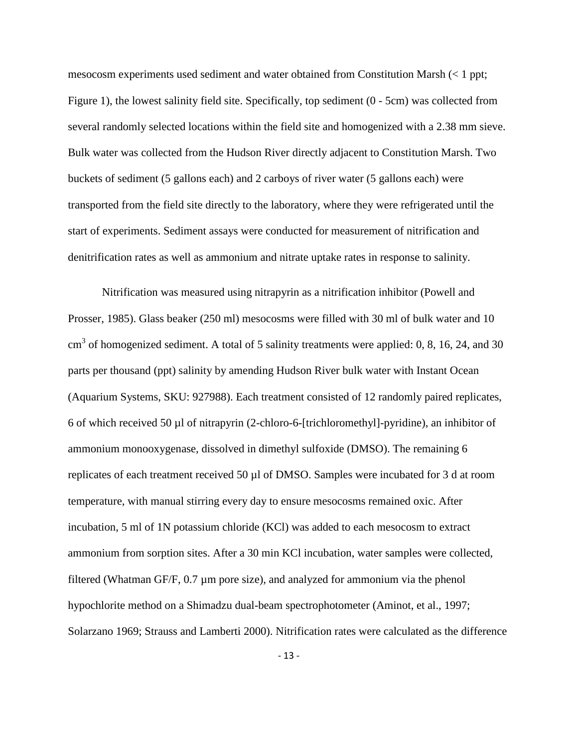mesocosm experiments used sediment and water obtained from Constitution Marsh (< 1 ppt; Figure 1), the lowest salinity field site. Specifically, top sediment (0 - 5cm) was collected from several randomly selected locations within the field site and homogenized with a 2.38 mm sieve. Bulk water was collected from the Hudson River directly adjacent to Constitution Marsh. Two buckets of sediment (5 gallons each) and 2 carboys of river water (5 gallons each) were transported from the field site directly to the laboratory, where they were refrigerated until the start of experiments. Sediment assays were conducted for measurement of nitrification and denitrification rates as well as ammonium and nitrate uptake rates in response to salinity.

Nitrification was measured using nitrapyrin as a nitrification inhibitor (Powell and Prosser, 1985). Glass beaker (250 ml) mesocosms were filled with 30 ml of bulk water and 10 $cm^3$ of homogenized sediment. A total of 5 salinity treatments were applied: 0, 8, 16, 24, and 30 parts per thousand (ppt) salinity by amending Hudson River bulk water with Instant Ocean (Aquarium Systems, SKU: 927988). Each treatment consisted of 12 randomly paired replicates, 6 of which received 50 µl of nitrapyrin (2-chloro-6-[trichloromethyl]-pyridine), an inhibitor of ammonium monooxygenase, dissolved in dimethyl sulfoxide (DMSO). The remaining 6 replicates of each treatment received 50 µl of DMSO. Samples were incubated for 3 d at room temperature, with manual stirring every day to ensure mesocosms remained oxic. After incubation, 5 ml of 1N potassium chloride (KCl) was added to each mesocosm to extract ammonium from sorption sites. After a 30 min KCl incubation, water samples were collected, filtered (Whatman GF/F, 0.7 µm pore size), and analyzed for ammonium via the phenol hypochlorite method on a Shimadzu dual-beam spectrophotometer (Aminot, et al., 1997; Solarzano 1969; Strauss and Lamberti 2000). Nitrification rates were calculated as the difference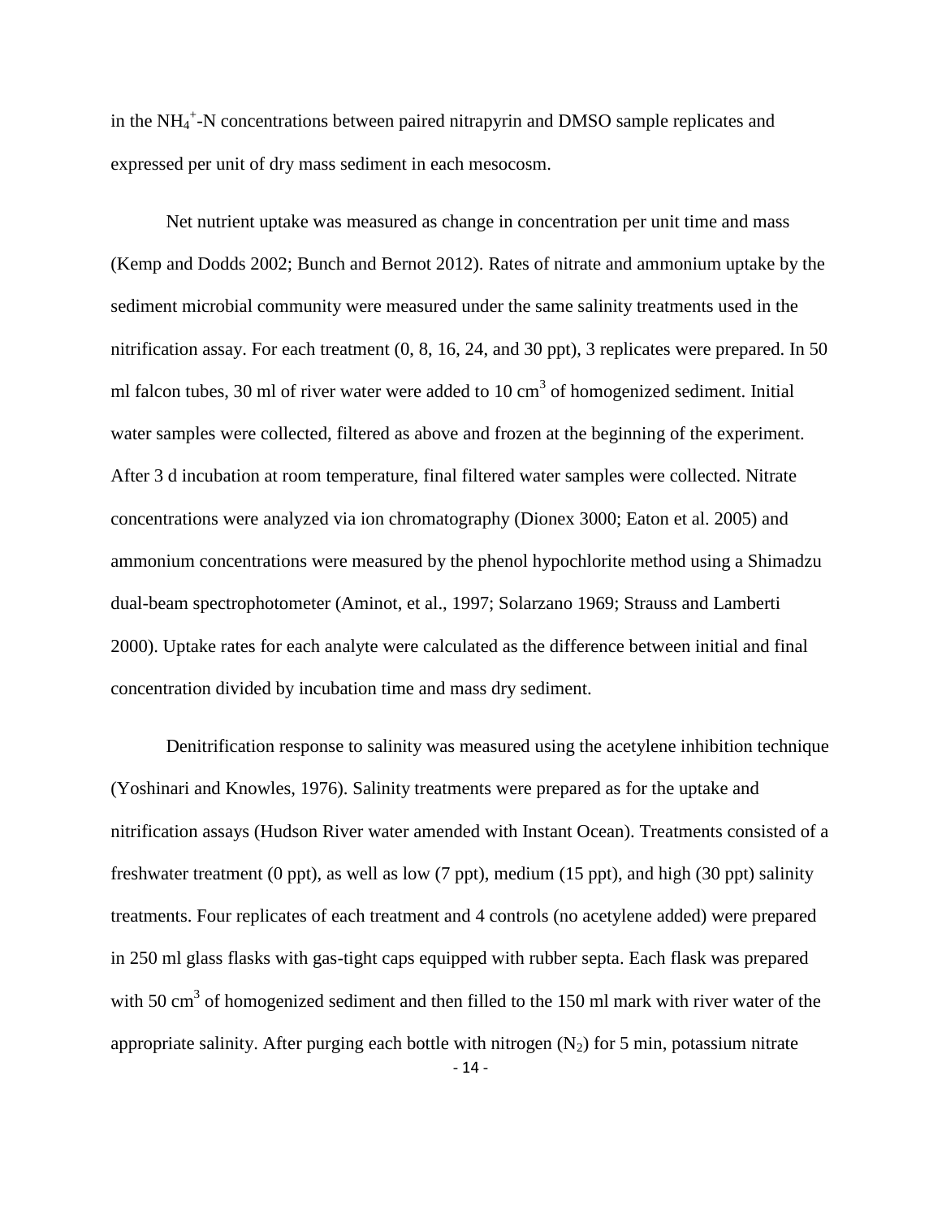in the $NH_4^+$-N concentrations between paired nitrapyrin and DMSO sample replicates and expressed per unit of dry mass sediment in each mesocosm.

Net nutrient uptake was measured as change in concentration per unit time and mass (Kemp and Dodds 2002; Bunch and Bernot 2012). Rates of nitrate and ammonium uptake by the sediment microbial community were measured under the same salinity treatments used in the nitrification assay. For each treatment (0, 8, 16, 24, and 30 ppt), 3 replicates were prepared. In 50 ml falcon tubes, 30 ml of river water were added to 10 $cm^3$ of homogenized sediment. Initial water samples were collected, filtered as above and frozen at the beginning of the experiment. After 3 d incubation at room temperature, final filtered water samples were collected. Nitrate concentrations were analyzed via ion chromatography (Dionex 3000; Eaton et al. 2005) and ammonium concentrations were measured by the phenol hypochlorite method using a Shimadzu dual-beam spectrophotometer (Aminot, et al., 1997; Solarzano 1969; Strauss and Lamberti 2000). Uptake rates for each analyte were calculated as the difference between initial and final concentration divided by incubation time and mass dry sediment.

Denitrification response to salinity was measured using the acetylene inhibition technique (Yoshinari and Knowles, 1976). Salinity treatments were prepared as for the uptake and nitrification assays (Hudson River water amended with Instant Ocean). Treatments consisted of a freshwater treatment (0 ppt), as well as low (7 ppt), medium (15 ppt), and high (30 ppt) salinity treatments. Four replicates of each treatment and 4 controls (no acetylene added) were prepared in 250 ml glass flasks with gas-tight caps equipped with rubber septa. Each flask was prepared with 50 $cm^3$ of homogenized sediment and then filled to the 150 ml mark with river water of the appropriate salinity. After purging each bottle with nitrogen ($N_2$) for 5 min, potassium nitrate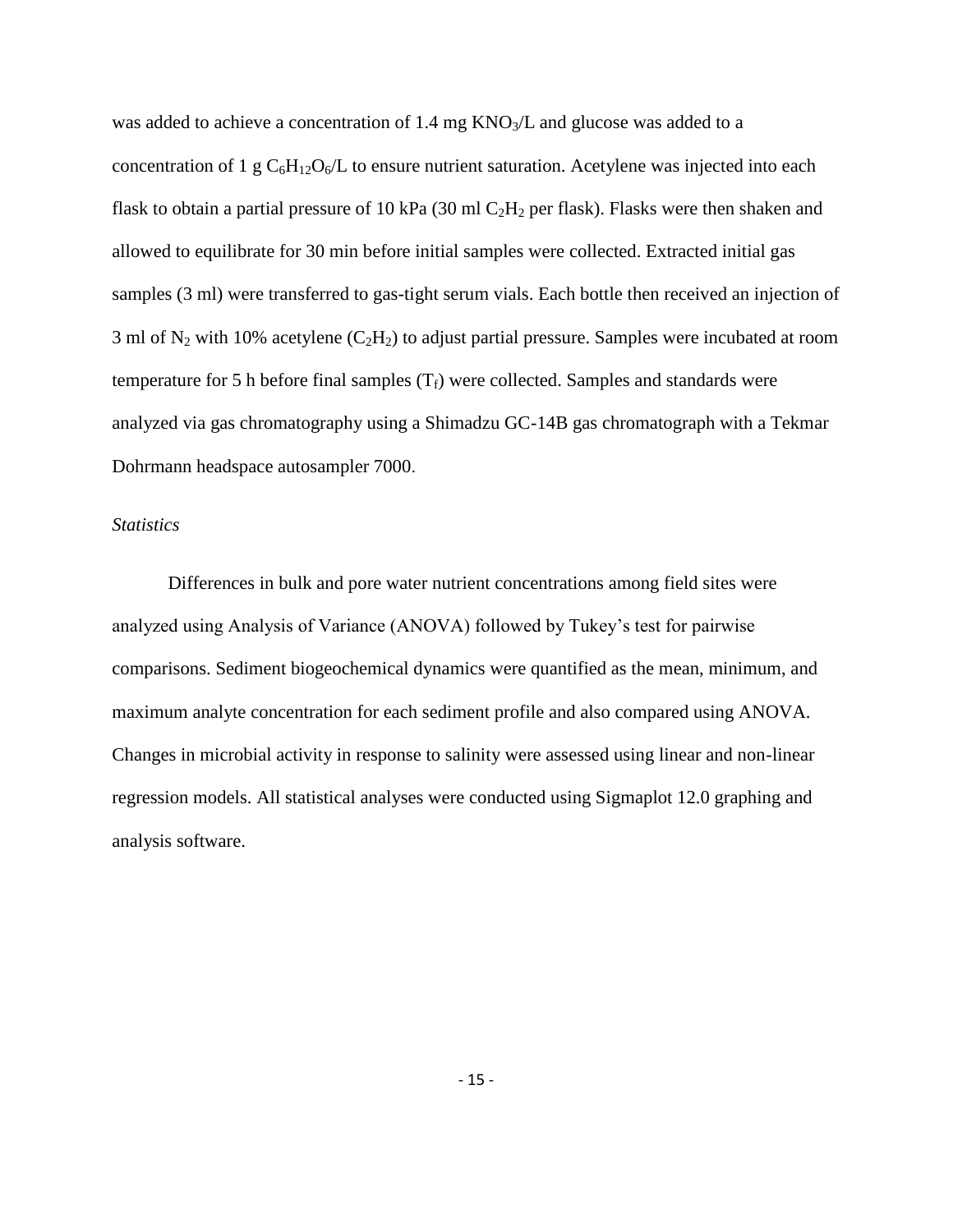was added to achieve a concentration of 1.4 mg $KNO_3$/L and glucose was added to a concentration of 1 g $C_6H_{12}O_6$/L to ensure nutrient saturation. Acetylene was injected into each flask to obtain a partial pressure of 10 kPa (30 ml $C_2H_2$ per flask). Flasks were then shaken and allowed to equilibrate for 30 min before initial samples were collected. Extracted initial gas samples (3 ml) were transferred to gas-tight serum vials. Each bottle then received an injection of 3 ml of $N_2$ with 10% acetylene ($C_2H_2$) to adjust partial pressure. Samples were incubated at room temperature for 5 h before final samples ($T_f$) were collected. Samples and standards were analyzed via gas chromatography using a Shimadzu GC-14B gas chromatograph with a Tekmar Dohrmann headspace autosampler 7000.

*Statistics*

Differences in bulk and pore water nutrient concentrations among field sites were analyzed using Analysis of Variance (ANOVA) followed by Tukey's test for pairwise comparisons. Sediment biogeochemical dynamics were quantified as the mean, minimum, and maximum analyte concentration for each sediment profile and also compared using ANOVA. Changes in microbial activity in response to salinity were assessed using linear and non-linear regression models. All statistical analyses were conducted using Sigmaplot 12.0 graphing and analysis software.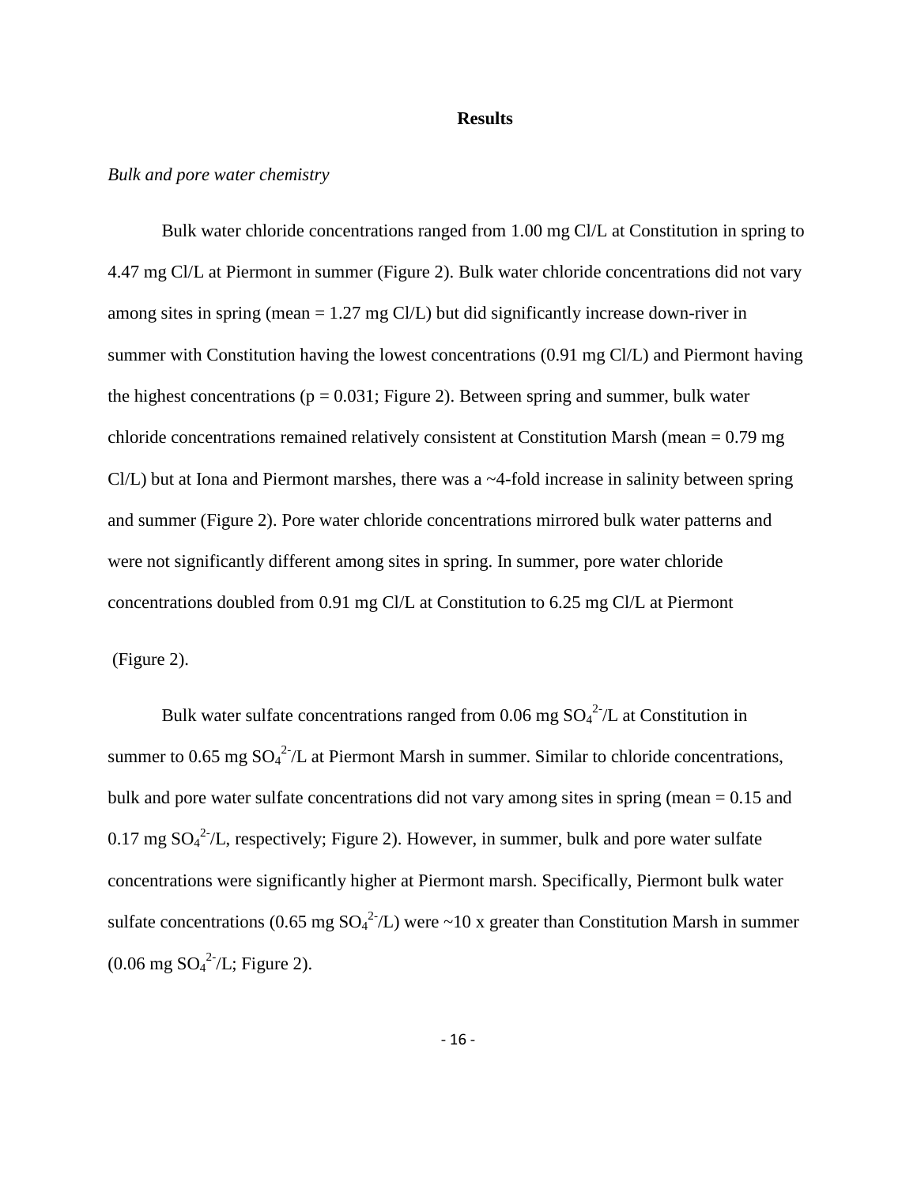## Results

*Bulk and pore water chemistry*

Bulk water chloride concentrations ranged from 1.00 mg Cl/L at Constitution in spring to 4.47 mg Cl/L at Piermont in summer (Figure 2). Bulk water chloride concentrations did not vary among sites in spring (mean = 1.27 mg Cl/L) but did significantly increase down-river in summer with Constitution having the lowest concentrations (0.91 mg Cl/L) and Piermont having the highest concentrations ($p = 0.031$; Figure 2). Between spring and summer, bulk water chloride concentrations remained relatively consistent at Constitution Marsh (mean = 0.79 mg Cl/L) but at Iona and Piermont marshes, there was a ~4-fold increase in salinity between spring and summer (Figure 2). Pore water chloride concentrations mirrored bulk water patterns and were not significantly different among sites in spring. In summer, pore water chloride concentrations doubled from 0.91 mg Cl/L at Constitution to 6.25 mg Cl/L at Piermont (Figure 2).

Bulk water sulfate concentrations ranged from 0.06 mg $SO_4^{2-}$/L at Constitution in summer to 0.65 mg $SO_4^{2-}$/L at Piermont Marsh in summer. Similar to chloride concentrations, bulk and pore water sulfate concentrations did not vary among sites in spring (mean = 0.15 and 0.17 mg $SO_4^{2-}$/L, respectively; Figure 2). However, in summer, bulk and pore water sulfate concentrations were significantly higher at Piermont marsh. Specifically, Piermont bulk water sulfate concentrations (0.65 mg $SO_4^{2-}$/L) were ~10 x greater than Constitution Marsh in summer (0.06 mg $SO_4^{2-}$/L; Figure 2).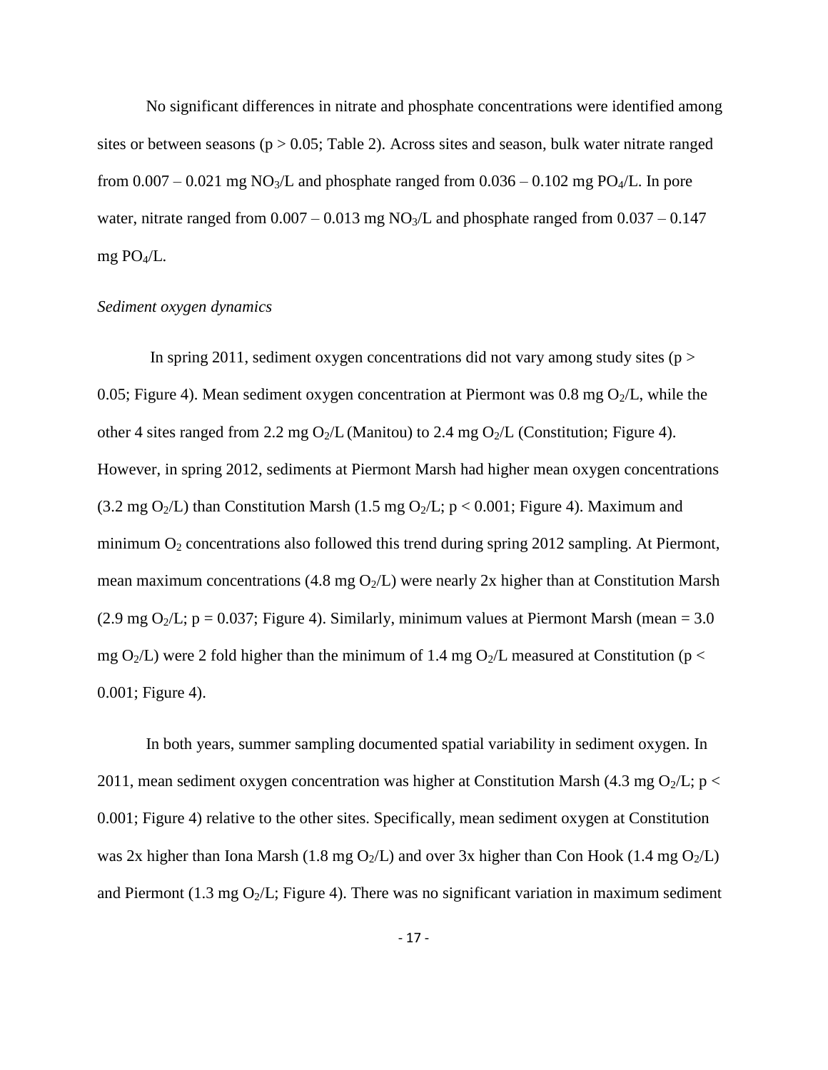No significant differences in nitrate and phosphate concentrations were identified among sites or between seasons ($p > 0.05$; Table 2). Across sites and season, bulk water nitrate ranged from 0.007 – 0.021 mg $NO_3$/L and phosphate ranged from 0.036 – 0.102 mg $PO_4$/L. In pore water, nitrate ranged from 0.007 – 0.013 mg $NO_3$/L and phosphate ranged from 0.037 – 0.147 mg $PO_4$/L.

*Sediment oxygen dynamics*

In spring 2011, sediment oxygen concentrations did not vary among study sites ($p > 0.05$; Figure 4). Mean sediment oxygen concentration at Piermont was 0.8 mg $O_2$/L, while the other 4 sites ranged from 2.2 mg $O_2$/L (Manitou) to 2.4 mg $O_2$/L (Constitution; Figure 4). However, in spring 2012, sediments at Piermont Marsh had higher mean oxygen concentrations (3.2 mg $O_2$/L) than Constitution Marsh (1.5 mg $O_2$/L; $p < 0.001$; Figure 4). Maximum and minimum $O_2$ concentrations also followed this trend during spring 2012 sampling. At Piermont, mean maximum concentrations (4.8 mg $O_2$/L) were nearly 2x higher than at Constitution Marsh (2.9 mg $O_2$/L; $p = 0.037$; Figure 4). Similarly, minimum values at Piermont Marsh (mean = 3.0 mg $O_2$/L) were 2 fold higher than the minimum of 1.4 mg $O_2$/L measured at Constitution ($p < 0.001$; Figure 4).

In both years, summer sampling documented spatial variability in sediment oxygen. In 2011, mean sediment oxygen concentration was higher at Constitution Marsh (4.3 mg $O_2$/L; $p < 0.001$; Figure 4) relative to the other sites. Specifically, mean sediment oxygen at Constitution was 2x higher than Iona Marsh (1.8 mg $O_2$/L) and over 3x higher than Con Hook (1.4 mg $O_2$/L) and Piermont (1.3 mg $O_2$/L; Figure 4). There was no significant variation in maximum sediment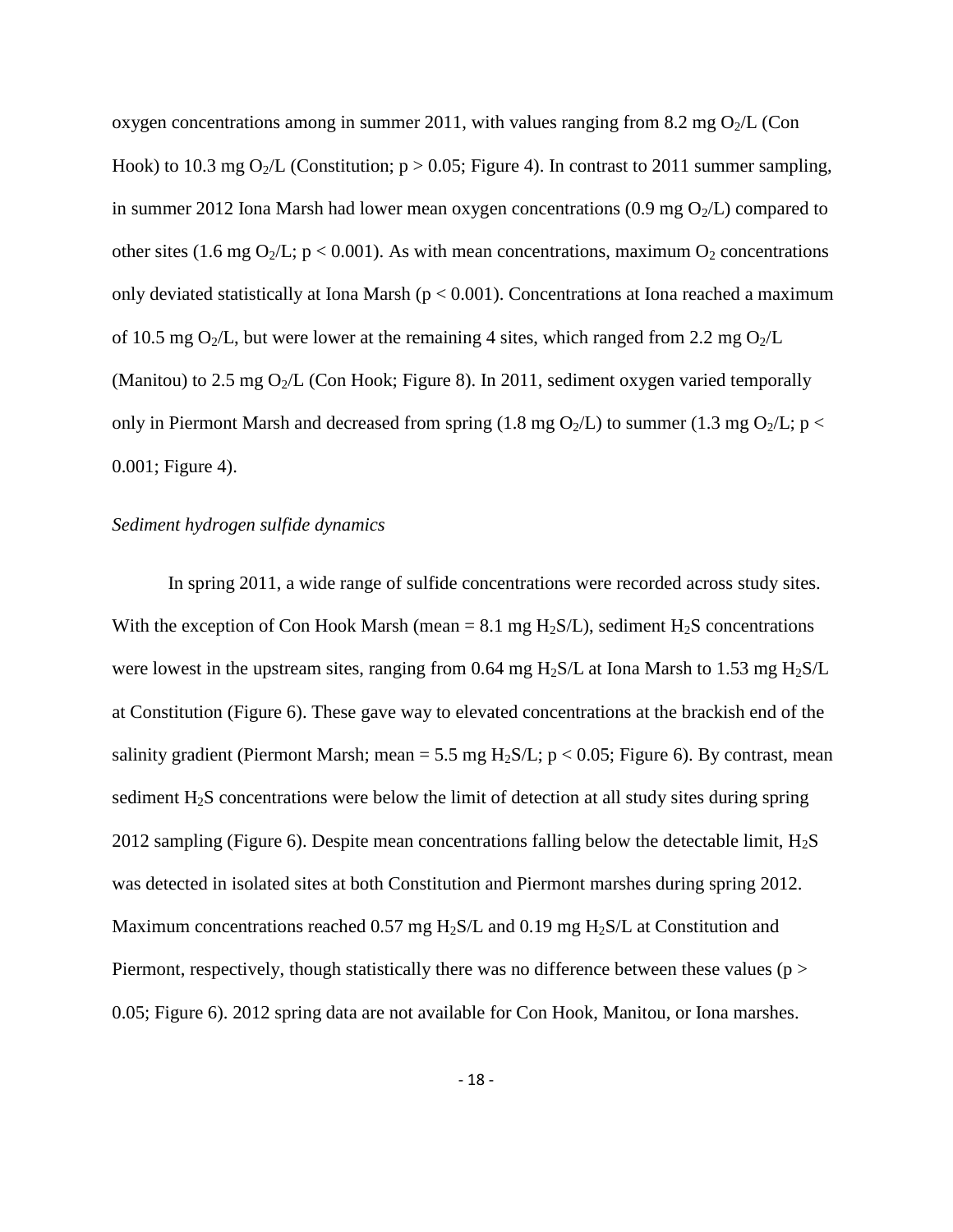oxygen concentrations among in summer 2011, with values ranging from 8.2 mg $O_2$/L (Con Hook) to 10.3 mg $O_2$/L (Constitution; $p > 0.05$; Figure 4). In contrast to 2011 summer sampling, in summer 2012 Iona Marsh had lower mean oxygen concentrations (0.9 mg $O_2$/L) compared to other sites (1.6 mg $O_2$/L; $p < 0.001$). As with mean concentrations, maximum $O_2$ concentrations only deviated statistically at Iona Marsh ($p < 0.001$). Concentrations at Iona reached a maximum of 10.5 mg $O_2$/L, but were lower at the remaining 4 sites, which ranged from 2.2 mg $O_2$/L (Manitou) to 2.5 mg $O_2$/L (Con Hook; Figure 8). In 2011, sediment oxygen varied temporally only in Piermont Marsh and decreased from spring (1.8 mg $O_2$/L) to summer (1.3 mg $O_2$/L; $p < 0.001$; Figure 4).

*Sediment hydrogen sulfide dynamics*

In spring 2011, a wide range of sulfide concentrations were recorded across study sites. With the exception of Con Hook Marsh (mean = 8.1 mg $H_2S$/L), sediment $H_2S$ concentrations were lowest in the upstream sites, ranging from 0.64 mg $H_2S$/L at Iona Marsh to 1.53 mg $H_2S$/L at Constitution (Figure 6). These gave way to elevated concentrations at the brackish end of the salinity gradient (Piermont Marsh; mean = 5.5 mg $H_2S$/L; $p < 0.05$; Figure 6). By contrast, mean sediment $H_2S$ concentrations were below the limit of detection at all study sites during spring 2012 sampling (Figure 6). Despite mean concentrations falling below the detectable limit, $H_2S$ was detected in isolated sites at both Constitution and Piermont marshes during spring 2012. Maximum concentrations reached 0.57 mg $H_2S$/L and 0.19 mg $H_2S$/L at Constitution and Piermont, respectively, though statistically there was no difference between these values ($p > 0.05$; Figure 6). 2012 spring data are not available for Con Hook, Manitou, or Iona marshes.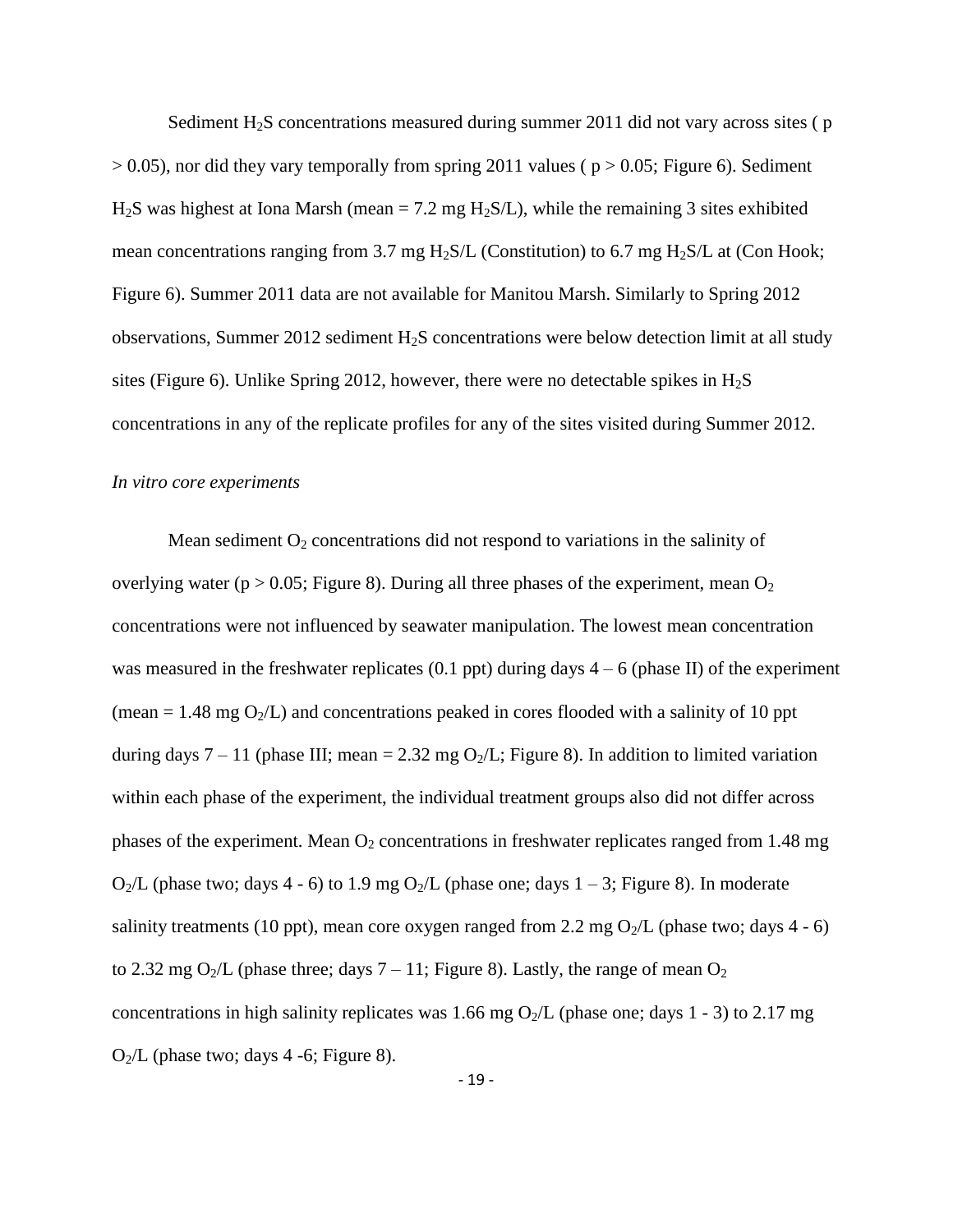Sediment $H_2S$ concentrations measured during summer 2011 did not vary across sites ( $p > 0.05$), nor did they vary temporally from spring 2011 values ( $p > 0.05$; Figure 6). Sediment $H_2S$ was highest at Iona Marsh (mean = 7.2 mg $H_2S$/L), while the remaining 3 sites exhibited mean concentrations ranging from 3.7 mg $H_2S$/L (Constitution) to 6.7 mg $H_2S$/L at (Con Hook; Figure 6). Summer 2011 data are not available for Manitou Marsh. Similarly to Spring 2012 observations, Summer 2012 sediment $H_2S$ concentrations were below detection limit at all study sites (Figure 6). Unlike Spring 2012, however, there were no detectable spikes in $H_2S$ concentrations in any of the replicate profiles for any of the sites visited during Summer 2012.

*In vitro core experiments*

Mean sediment $O_2$ concentrations did not respond to variations in the salinity of overlying water ($p > 0.05$; Figure 8). During all three phases of the experiment, mean $O_2$ concentrations were not influenced by seawater manipulation. The lowest mean concentration was measured in the freshwater replicates (0.1 ppt) during days 4 – 6 (phase II) of the experiment (mean = 1.48 mg $O_2$/L) and concentrations peaked in cores flooded with a salinity of 10 ppt during days 7 – 11 (phase III; mean = 2.32 mg $O_2$/L; Figure 8). In addition to limited variation within each phase of the experiment, the individual treatment groups also did not differ across phases of the experiment. Mean $O_2$ concentrations in freshwater replicates ranged from 1.48 mg $O_2$/L (phase two; days 4 - 6) to 1.9 mg $O_2$/L (phase one; days 1 – 3; Figure 8). In moderate salinity treatments (10 ppt), mean core oxygen ranged from 2.2 mg $O_2$/L (phase two; days 4 - 6) to 2.32 mg $O_2$/L (phase three; days 7 – 11; Figure 8). Lastly, the range of mean $O_2$ concentrations in high salinity replicates was 1.66 mg $O_2$/L (phase one; days 1 - 3) to 2.17 mg $O_2$/L (phase two; days 4 -6; Figure 8).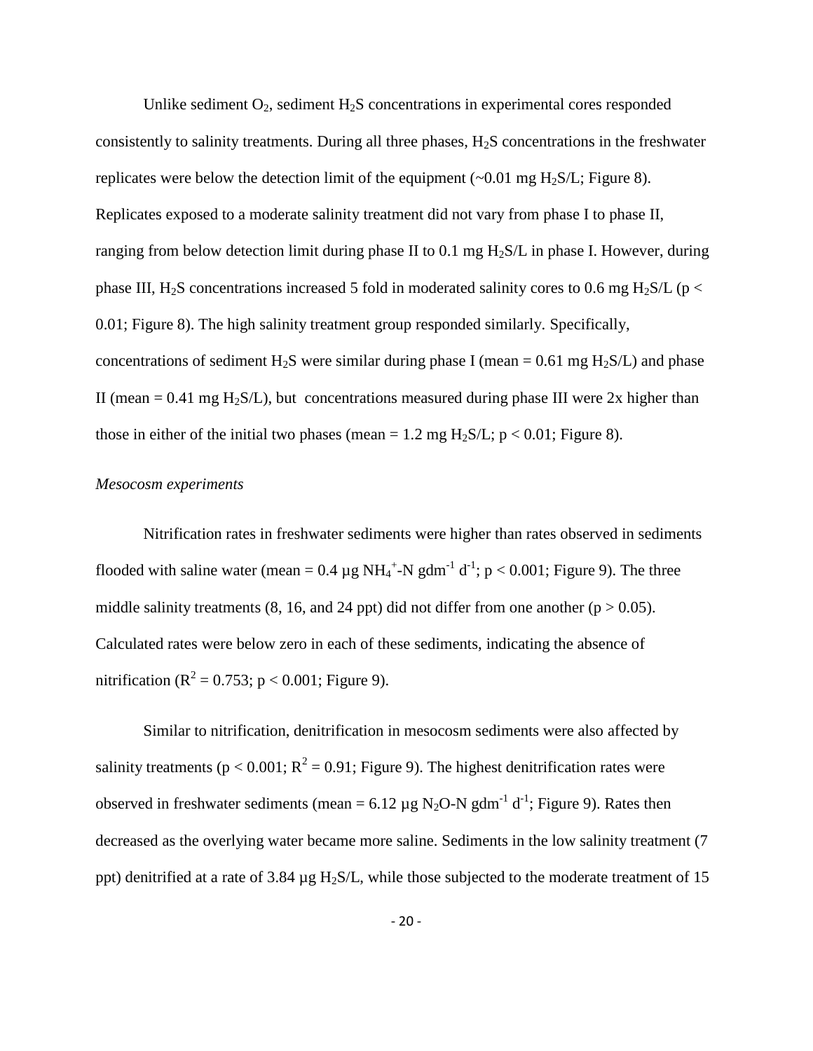Unlike sediment $O_2$, sediment $H_2S$ concentrations in experimental cores responded consistently to salinity treatments. During all three phases, $H_2S$ concentrations in the freshwater replicates were below the detection limit of the equipment (~0.01 mg $H_2S$/L; Figure 8). Replicates exposed to a moderate salinity treatment did not vary from phase I to phase II, ranging from below detection limit during phase II to 0.1 mg $H_2S$/L in phase I. However, during phase III, $H_2S$ concentrations increased 5 fold in moderated salinity cores to 0.6 mg $H_2S$/L ($p < 0.01$; Figure 8). The high salinity treatment group responded similarly. Specifically, concentrations of sediment $H_2S$ were similar during phase I (mean = 0.61 mg $H_2S$/L) and phase II (mean = 0.41 mg $H_2S$/L), but concentrations measured during phase III were 2x higher than those in either of the initial two phases (mean = 1.2 mg $H_2S$/L; $p < 0.01$; Figure 8).

*Mesocosm experiments*

Nitrification rates in freshwater sediments were higher than rates observed in sediments flooded with saline water (mean = 0.4 µg $NH_4^+$-N gdm$^{-1}$ d$^{-1}$; $p < 0.001$; Figure 9). The three middle salinity treatments (8, 16, and 24 ppt) did not differ from one another ($p > 0.05$). Calculated rates were below zero in each of these sediments, indicating the absence of nitrification ($R^2 = 0.753$; $p < 0.001$; Figure 9).

Similar to nitrification, denitrification in mesocosm sediments were also affected by salinity treatments ($p < 0.001$; $R^2 = 0.91$; Figure 9). The highest denitrification rates were observed in freshwater sediments (mean = 6.12 µg $N_2O$-N gdm$^{-1}$ d$^{-1}$; Figure 9). Rates then decreased as the overlying water became more saline. Sediments in the low salinity treatment (7 ppt) denitrified at a rate of 3.84 µg $H_2S$/L, while those subjected to the moderate treatment of 15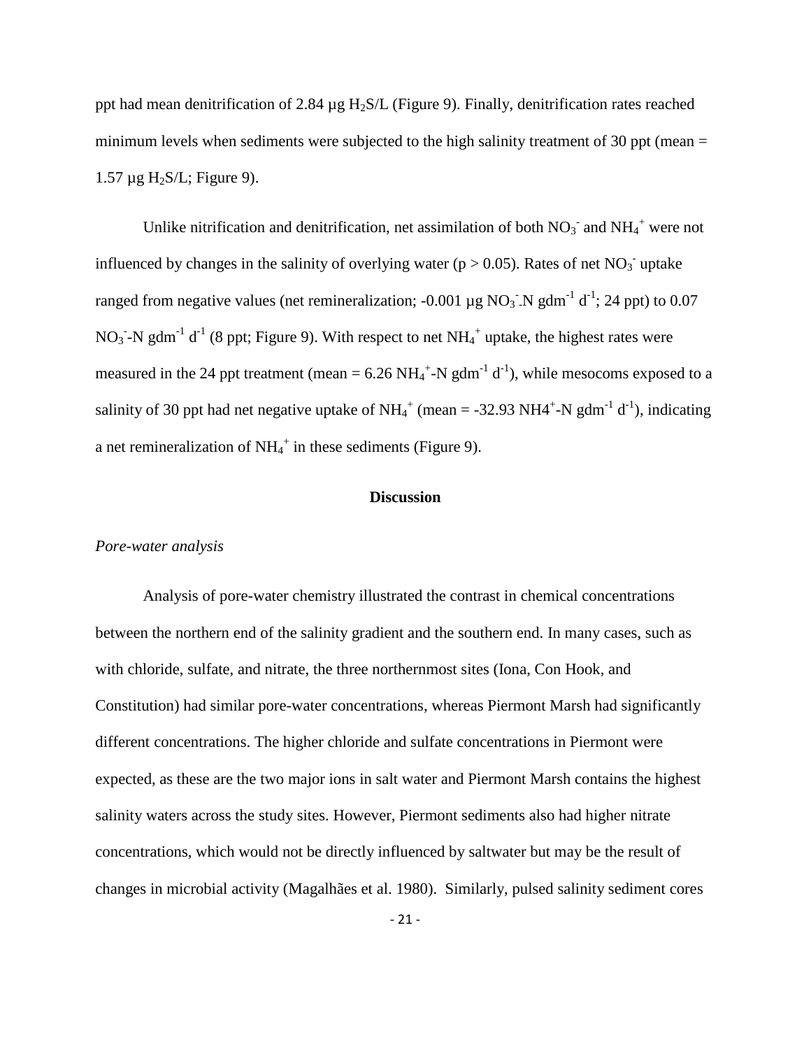ppt had mean denitrification of 2.84 µg $H_2S$/L (Figure 9). Finally, denitrification rates reached minimum levels when sediments were subjected to the high salinity treatment of 30 ppt (mean = 1.57 µg $H_2S$/L; Figure 9).

Unlike nitrification and denitrification, net assimilation of both $NO_3^-$ and $NH_4^+$ were not influenced by changes in the salinity of overlying water ($p > 0.05$). Rates of net $NO_3^-$ uptake ranged from negative values (net remineralization; -0.001 µg $NO_3^-$-N gdm$^{-1}$ d$^{-1}$; 24 ppt) to 0.07 $NO_3^-$-N gdm$^{-1}$ d$^{-1}$ (8 ppt; Figure 9). With respect to net $NH_4^+$ uptake, the highest rates were measured in the 24 ppt treatment (mean = 6.26 $NH_4^+$-N gdm$^{-1}$ d$^{-1}$), while mesocoms exposed to a salinity of 30 ppt had net negative uptake of $NH_4^+$ (mean = -32.93 NH4$^+$-N gdm$^{-1}$ d$^{-1}$), indicating a net remineralization of $NH_4^+$ in these sediments (Figure 9).

## Discussion

### *Pore-water analysis*

Analysis of pore-water chemistry illustrated the contrast in chemical concentrations between the northern end of the salinity gradient and the southern end. In many cases, such as with chloride, sulfate, and nitrate, the three northernmost sites (Iona, Con Hook, and Constitution) had similar pore-water concentrations, whereas Piermont Marsh had significantly different concentrations. The higher chloride and sulfate concentrations in Piermont were expected, as these are the two major ions in salt water and Piermont Marsh contains the highest salinity waters across the study sites. However, Piermont sediments also had higher nitrate concentrations, which would not be directly influenced by saltwater but may be the result of changes in microbial activity (Magalhães et al. 1980). Similarly, pulsed salinity sediment cores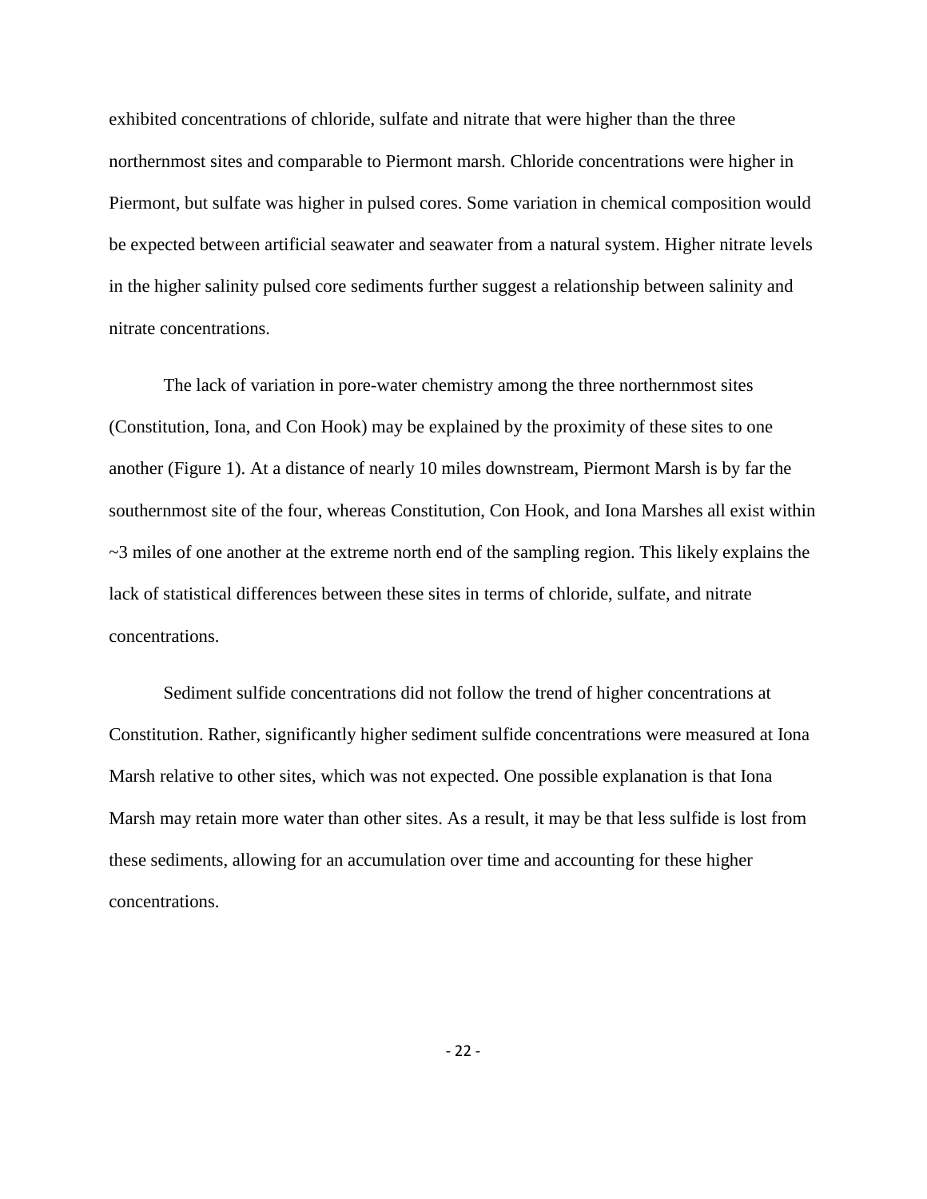exhibited concentrations of chloride, sulfate and nitrate that were higher than the three northernmost sites and comparable to Piermont marsh. Chloride concentrations were higher in Piermont, but sulfate was higher in pulsed cores. Some variation in chemical composition would be expected between artificial seawater and seawater from a natural system. Higher nitrate levels in the higher salinity pulsed core sediments further suggest a relationship between salinity and nitrate concentrations.

The lack of variation in pore-water chemistry among the three northernmost sites (Constitution, Iona, and Con Hook) may be explained by the proximity of these sites to one another (Figure 1). At a distance of nearly 10 miles downstream, Piermont Marsh is by far the southernmost site of the four, whereas Constitution, Con Hook, and Iona Marshes all exist within ~3 miles of one another at the extreme north end of the sampling region. This likely explains the lack of statistical differences between these sites in terms of chloride, sulfate, and nitrate concentrations.

Sediment sulfide concentrations did not follow the trend of higher concentrations at Constitution. Rather, significantly higher sediment sulfide concentrations were measured at Iona Marsh relative to other sites, which was not expected. One possible explanation is that Iona Marsh may retain more water than other sites. As a result, it may be that less sulfide is lost from these sediments, allowing for an accumulation over time and accounting for these higher concentrations.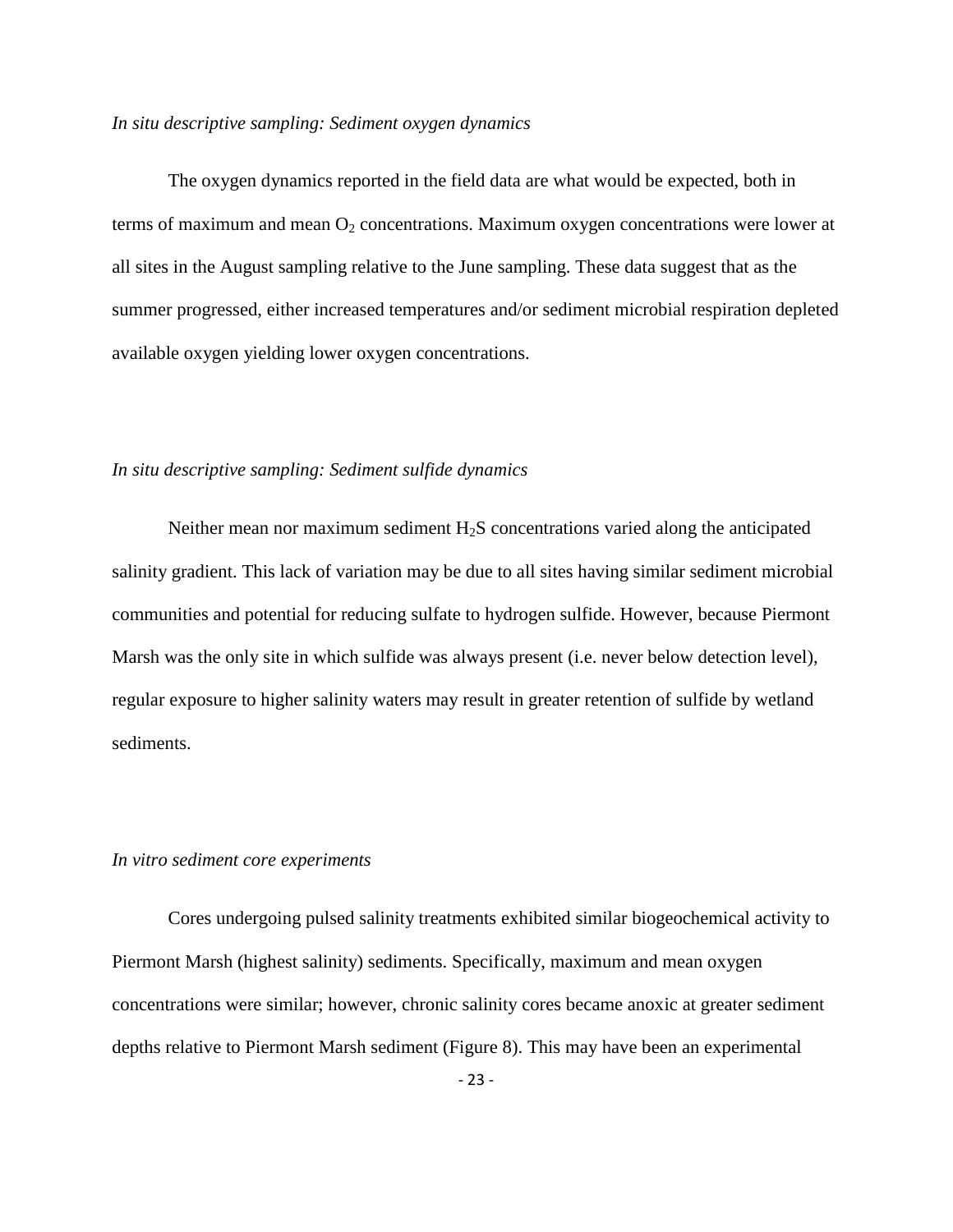*In situ descriptive sampling: Sediment oxygen dynamics*

The oxygen dynamics reported in the field data are what would be expected, both in terms of maximum and mean $O_2$ concentrations. Maximum oxygen concentrations were lower at all sites in the August sampling relative to the June sampling. These data suggest that as the summer progressed, either increased temperatures and/or sediment microbial respiration depleted available oxygen yielding lower oxygen concentrations.

*In situ descriptive sampling: Sediment sulfide dynamics*

Neither mean nor maximum sediment $H_2S$ concentrations varied along the anticipated salinity gradient. This lack of variation may be due to all sites having similar sediment microbial communities and potential for reducing sulfate to hydrogen sulfide. However, because Piermont Marsh was the only site in which sulfide was always present (i.e. never below detection level), regular exposure to higher salinity waters may result in greater retention of sulfide by wetland sediments.

*In vitro sediment core experiments*

Cores undergoing pulsed salinity treatments exhibited similar biogeochemical activity to Piermont Marsh (highest salinity) sediments. Specifically, maximum and mean oxygen concentrations were similar; however, chronic salinity cores became anoxic at greater sediment depths relative to Piermont Marsh sediment (Figure 8). This may have been an experimental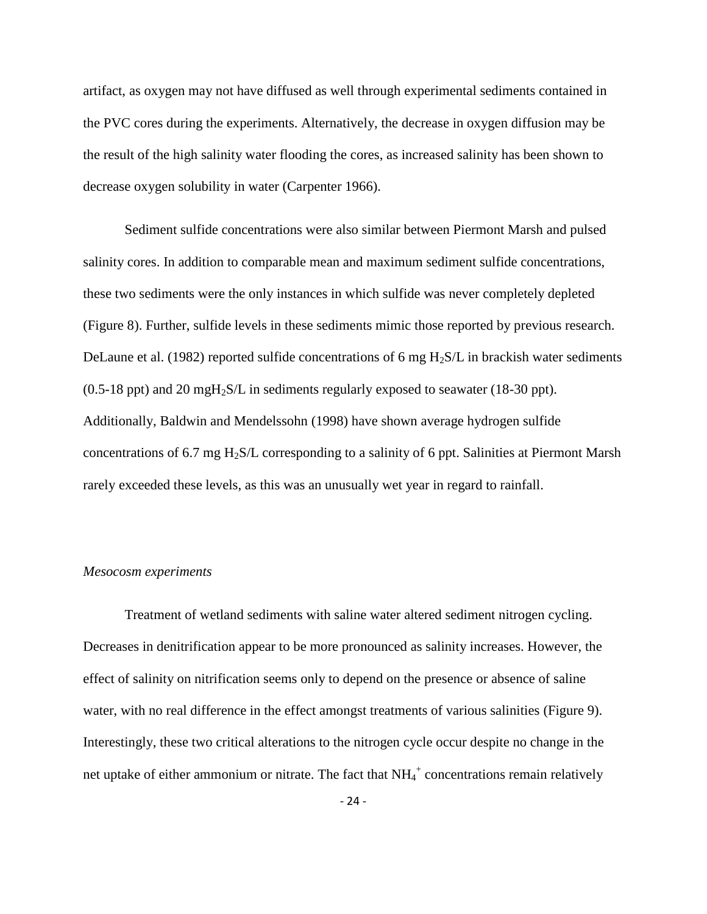artifact, as oxygen may not have diffused as well through experimental sediments contained in the PVC cores during the experiments. Alternatively, the decrease in oxygen diffusion may be the result of the high salinity water flooding the cores, as increased salinity has been shown to decrease oxygen solubility in water (Carpenter 1966).

Sediment sulfide concentrations were also similar between Piermont Marsh and pulsed salinity cores. In addition to comparable mean and maximum sediment sulfide concentrations, these two sediments were the only instances in which sulfide was never completely depleted (Figure 8). Further, sulfide levels in these sediments mimic those reported by previous research. DeLaune et al. (1982) reported sulfide concentrations of 6 mg $H_2S$/L in brackish water sediments (0.5-18 ppt) and 20 mg$H_2S$/L in sediments regularly exposed to seawater (18-30 ppt). Additionally, Baldwin and Mendelssohn (1998) have shown average hydrogen sulfide concentrations of 6.7 mg $H_2S$/L corresponding to a salinity of 6 ppt. Salinities at Piermont Marsh rarely exceeded these levels, as this was an unusually wet year in regard to rainfall.

*Mesocosm experiments*

Treatment of wetland sediments with saline water altered sediment nitrogen cycling. Decreases in denitrification appear to be more pronounced as salinity increases. However, the effect of salinity on nitrification seems only to depend on the presence or absence of saline water, with no real difference in the effect amongst treatments of various salinities (Figure 9). Interestingly, these two critical alterations to the nitrogen cycle occur despite no change in the net uptake of either ammonium or nitrate. The fact that $NH_4^+$ concentrations remain relatively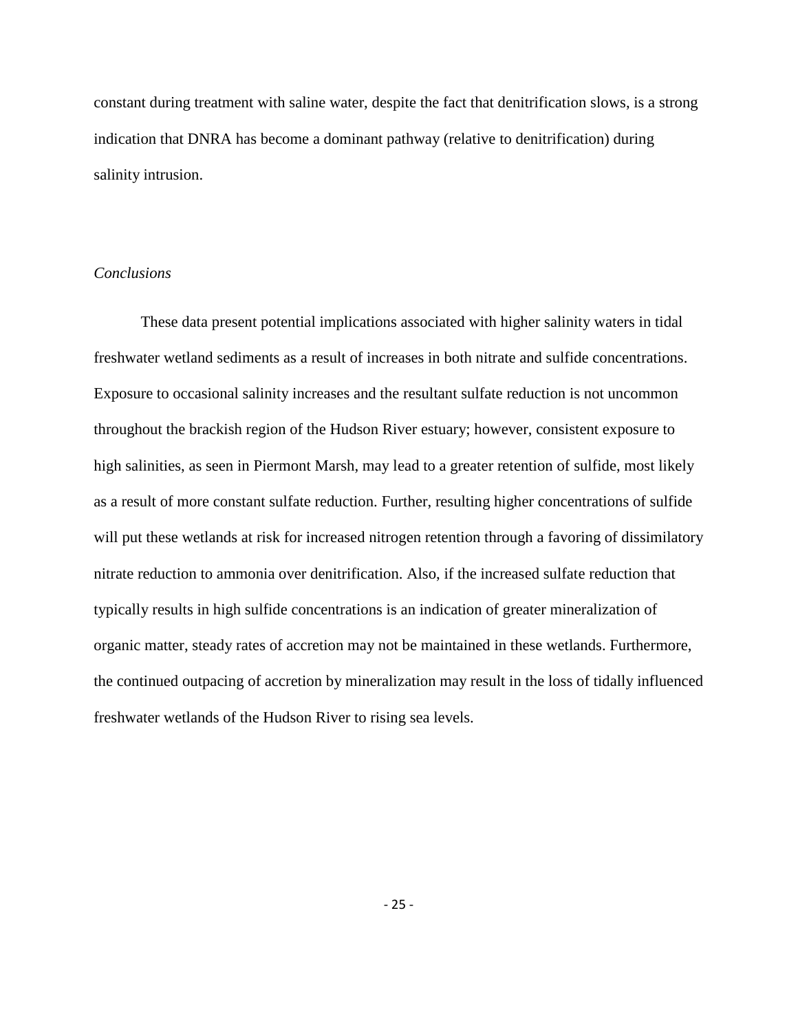constant during treatment with saline water, despite the fact that denitrification slows, is a strong indication that DNRA has become a dominant pathway (relative to denitrification) during salinity intrusion.

*Conclusions*

These data present potential implications associated with higher salinity waters in tidal freshwater wetland sediments as a result of increases in both nitrate and sulfide concentrations. Exposure to occasional salinity increases and the resultant sulfate reduction is not uncommon throughout the brackish region of the Hudson River estuary; however, consistent exposure to high salinities, as seen in Piermont Marsh, may lead to a greater retention of sulfide, most likely as a result of more constant sulfate reduction. Further, resulting higher concentrations of sulfide will put these wetlands at risk for increased nitrogen retention through a favoring of dissimilatory nitrate reduction to ammonia over denitrification. Also, if the increased sulfate reduction that typically results in high sulfide concentrations is an indication of greater mineralization of organic matter, steady rates of accretion may not be maintained in these wetlands. Furthermore, the continued outpacing of accretion by mineralization may result in the loss of tidally influenced freshwater wetlands of the Hudson River to rising sea levels.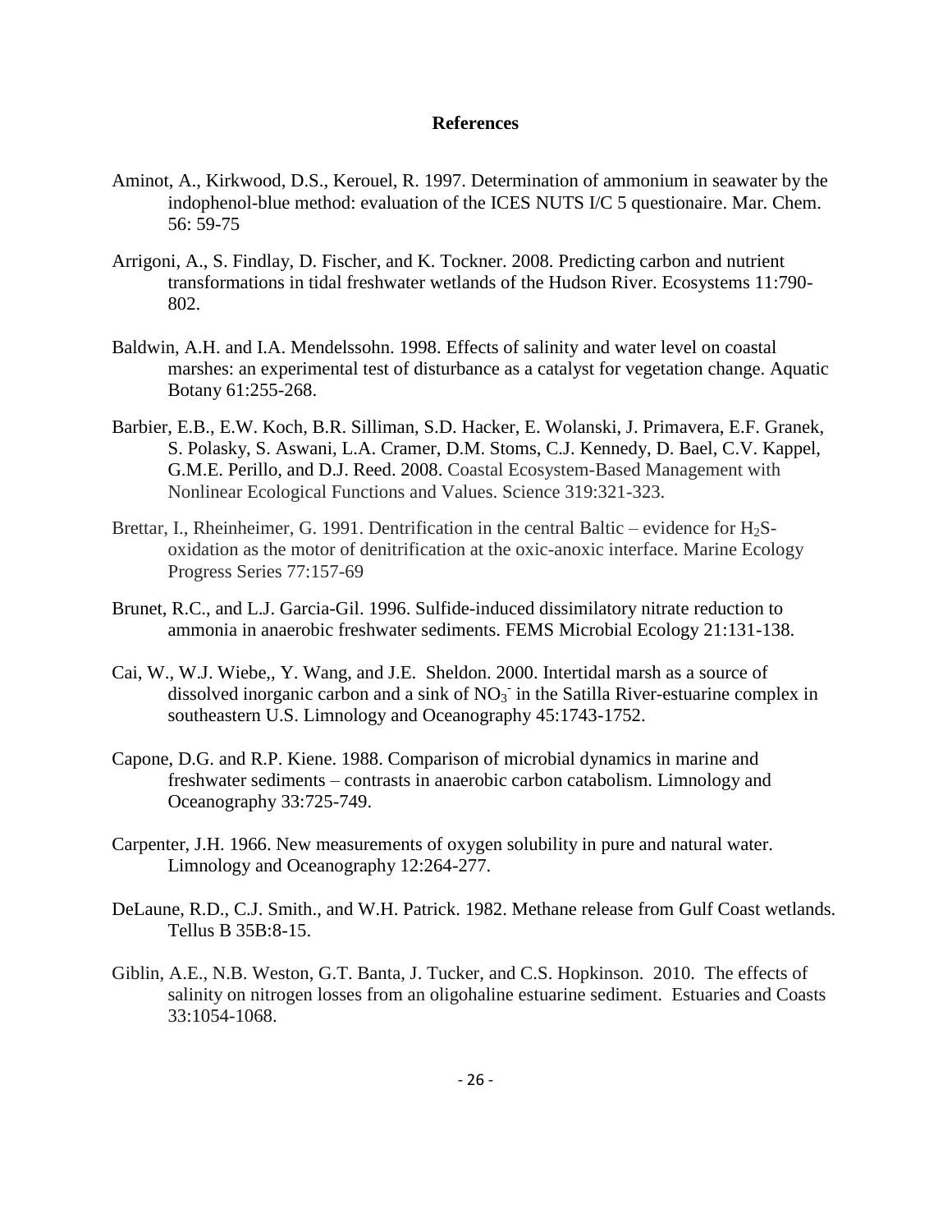# References

Aminot, A., Kirkwood, D.S., Kerouel, R. 1997. Determination of ammonium in seawater by the indophenol-blue method: evaluation of the ICES NUTS I/C 5 questionaire. Mar. Chem. 56: 59-75

Arrigoni, A., S. Findlay, D. Fischer, and K. Tockner. 2008. Predicting carbon and nutrient transformations in tidal freshwater wetlands of the Hudson River. Ecosystems 11:790-802.

Baldwin, A.H. and I.A. Mendelssohn. 1998. Effects of salinity and water level on coastal marshes: an experimental test of disturbance as a catalyst for vegetation change. Aquatic Botany 61:255-268.

Barbier, E.B., E.W. Koch, B.R. Silliman, S.D. Hacker, E. Wolanski, J. Primavera, E.F. Granek, S. Polasky, S. Aswani, L.A. Cramer, D.M. Stoms, C.J. Kennedy, D. Bael, C.V. Kappel, G.M.E. Perillo, and D.J. Reed. 2008. Coastal Ecosystem-Based Management with Nonlinear Ecological Functions and Values. Science 319:321-323.

Brettar, I., Rheinheimer, G. 1991. Dentrification in the central Baltic – evidence for $H_2S$-oxidation as the motor of denitrification at the oxic-anoxic interface. Marine Ecology Progress Series 77:157-69

Brunet, R.C., and L.J. Garcia-Gil. 1996. Sulfide-induced dissimilatory nitrate reduction to ammonia in anaerobic freshwater sediments. FEMS Microbial Ecology 21:131-138.

Cai, W., W.J. Wiebe,, Y. Wang, and J.E. Sheldon. 2000. Intertidal marsh as a source of dissolved inorganic carbon and a sink of $NO_3^-$ in the Satilla River-estuarine complex in southeastern U.S. Limnology and Oceanography 45:1743-1752.

Capone, D.G. and R.P. Kiene. 1988. Comparison of microbial dynamics in marine and freshwater sediments – contrasts in anaerobic carbon catabolism. Limnology and Oceanography 33:725-749.

Carpenter, J.H. 1966. New measurements of oxygen solubility in pure and natural water. Limnology and Oceanography 12:264-277.

DeLaune, R.D., C.J. Smith., and W.H. Patrick. 1982. Methane release from Gulf Coast wetlands. Tellus B 35B:8-15.

Giblin, A.E., N.B. Weston, G.T. Banta, J. Tucker, and C.S. Hopkinson. 2010. The effects of salinity on nitrogen losses from an oligohaline estuarine sediment. Estuaries and Coasts 33:1054-1068.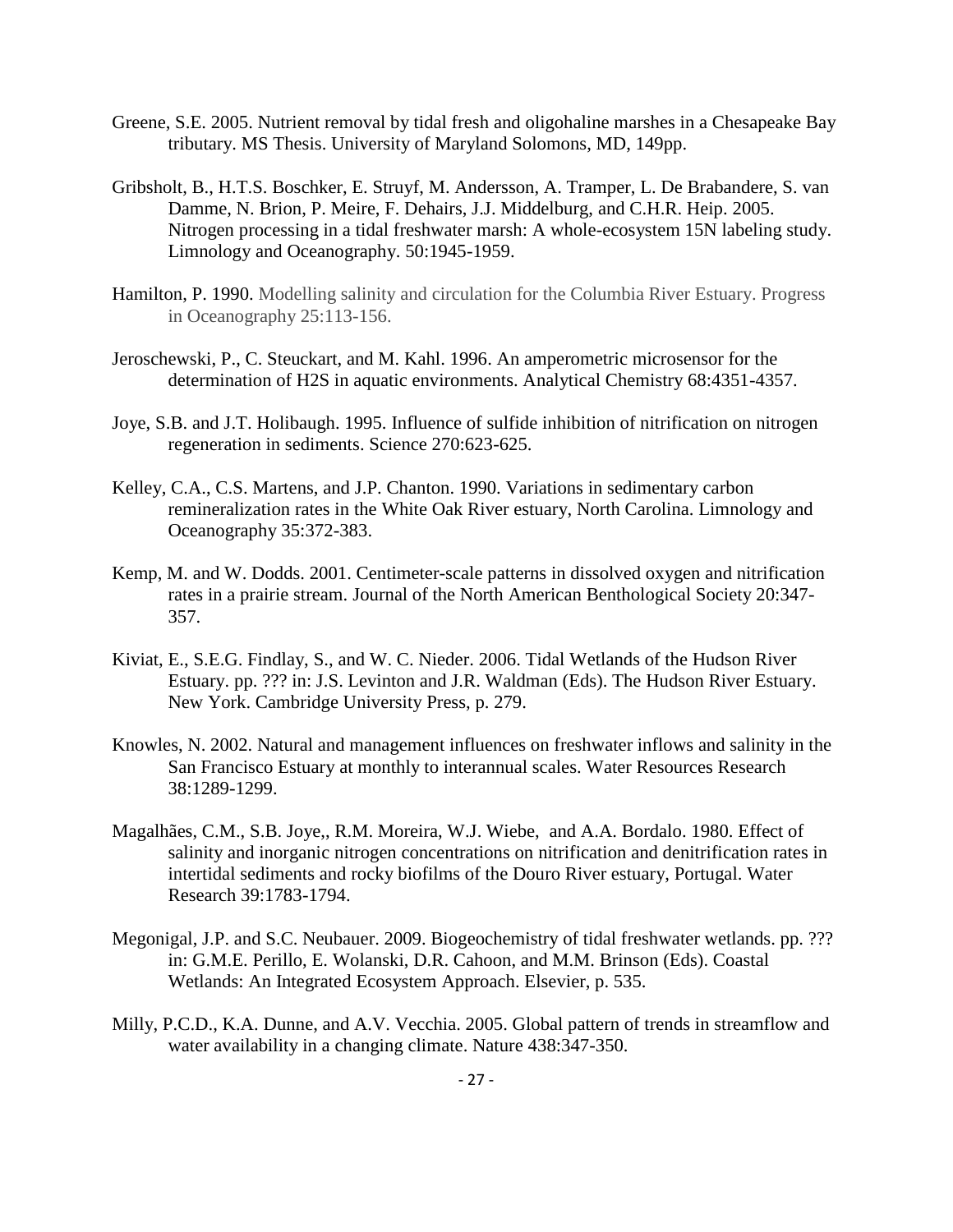Greene, S.E. 2005. Nutrient removal by tidal fresh and oligohaline marshes in a Chesapeake Bay tributary. MS Thesis. University of Maryland Solomons, MD, 149pp.

Gribsholt, B., H.T.S. Boschker, E. Struyf, M. Andersson, A. Tramper, L. De Brabandere, S. van Damme, N. Brion, P. Meire, F. Dehairs, J.J. Middelburg, and C.H.R. Heip. 2005. Nitrogen processing in a tidal freshwater marsh: A whole-ecosystem 15N labeling study. Limnology and Oceanography. 50:1945-1959.

Hamilton, P. 1990. Modelling salinity and circulation for the Columbia River Estuary. Progress in Oceanography 25:113-156.

Jeroschewski, P., C. Steuckart, and M. Kahl. 1996. An amperometric microsensor for the determination of H2S in aquatic environments. Analytical Chemistry 68:4351-4357.

Joye, S.B. and J.T. Holibaugh. 1995. Influence of sulfide inhibition of nitrification on nitrogen regeneration in sediments. Science 270:623-625.

Kelley, C.A., C.S. Martens, and J.P. Chanton. 1990. Variations in sedimentary carbon remineralization rates in the White Oak River estuary, North Carolina. Limnology and Oceanography 35:372-383.

Kemp, M. and W. Dodds. 2001. Centimeter-scale patterns in dissolved oxygen and nitrification rates in a prairie stream. Journal of the North American Benthological Society 20:347-357.

Kiviat, E., S.E.G. Findlay, S., and W. C. Nieder. 2006. Tidal Wetlands of the Hudson River Estuary. pp. ??? in: J.S. Levinton and J.R. Waldman (Eds). The Hudson River Estuary. New York. Cambridge University Press, p. 279.

Knowles, N. 2002. Natural and management influences on freshwater inflows and salinity in the San Francisco Estuary at monthly to interannual scales. Water Resources Research 38:1289-1299.

Magalhães, C.M., S.B. Joye,, R.M. Moreira, W.J. Wiebe, and A.A. Bordalo. 1980. Effect of salinity and inorganic nitrogen concentrations on nitrification and denitrification rates in intertidal sediments and rocky biofilms of the Douro River estuary, Portugal. Water Research 39:1783-1794.

Megonigal, J.P. and S.C. Neubauer. 2009. Biogeochemistry of tidal freshwater wetlands. pp. ??? in: G.M.E. Perillo, E. Wolanski, D.R. Cahoon, and M.M. Brinson (Eds). Coastal Wetlands: An Integrated Ecosystem Approach. Elsevier, p. 535.

Milly, P.C.D., K.A. Dunne, and A.V. Vecchia. 2005. Global pattern of trends in streamflow and water availability in a changing climate. Nature 438:347-350.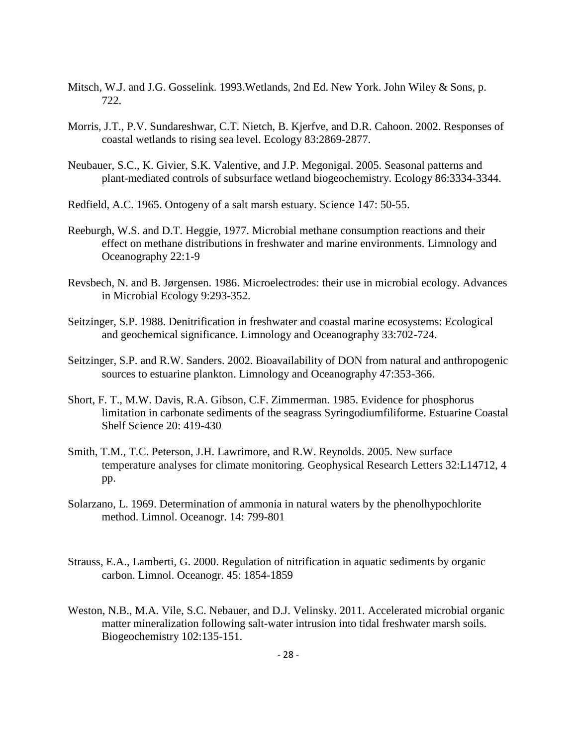Mitsch, W.J. and J.G. Gosselink. 1993.Wetlands, 2nd Ed. New York. John Wiley & Sons, p. 722.

Morris, J.T., P.V. Sundareshwar, C.T. Nietch, B. Kjerfve, and D.R. Cahoon. 2002. Responses of coastal wetlands to rising sea level. Ecology 83:2869-2877.

Neubauer, S.C., K. Givier, S.K. Valentive, and J.P. Megonigal. 2005. Seasonal patterns and plant-mediated controls of subsurface wetland biogeochemistry. Ecology 86:3334-3344.

Redfield, A.C. 1965. Ontogeny of a salt marsh estuary. Science 147: 50-55.

Reeburgh, W.S. and D.T. Heggie, 1977. Microbial methane consumption reactions and their effect on methane distributions in freshwater and marine environments. Limnology and Oceanography 22:1-9

Revsbech, N. and B. Jørgensen. 1986. Microelectrodes: their use in microbial ecology. Advances in Microbial Ecology 9:293-352.

Seitzinger, S.P. 1988. Denitrification in freshwater and coastal marine ecosystems: Ecological and geochemical significance. Limnology and Oceanography 33:702-724.

Seitzinger, S.P. and R.W. Sanders. 2002. Bioavailability of DON from natural and anthropogenic sources to estuarine plankton. Limnology and Oceanography 47:353-366.

Short, F. T., M.W. Davis, R.A. Gibson, C.F. Zimmerman. 1985. Evidence for phosphorus limitation in carbonate sediments of the seagrass Syringodiumfiliforme. Estuarine Coastal Shelf Science 20: 419-430

Smith, T.M., T.C. Peterson, J.H. Lawrimore, and R.W. Reynolds. 2005. New surface temperature analyses for climate monitoring. Geophysical Research Letters 32:L14712, 4 pp.

Solarzano, L. 1969. Determination of ammonia in natural waters by the phenolhypochlorite method. Limnol. Oceanogr. 14: 799-801

Strauss, E.A., Lamberti, G. 2000. Regulation of nitrification in aquatic sediments by organic carbon. Limnol. Oceanogr. 45: 1854-1859

Weston, N.B., M.A. Vile, S.C. Nebauer, and D.J. Velinsky. 2011. Accelerated microbial organic matter mineralization following salt-water intrusion into tidal freshwater marsh soils. Biogeochemistry 102:135-151.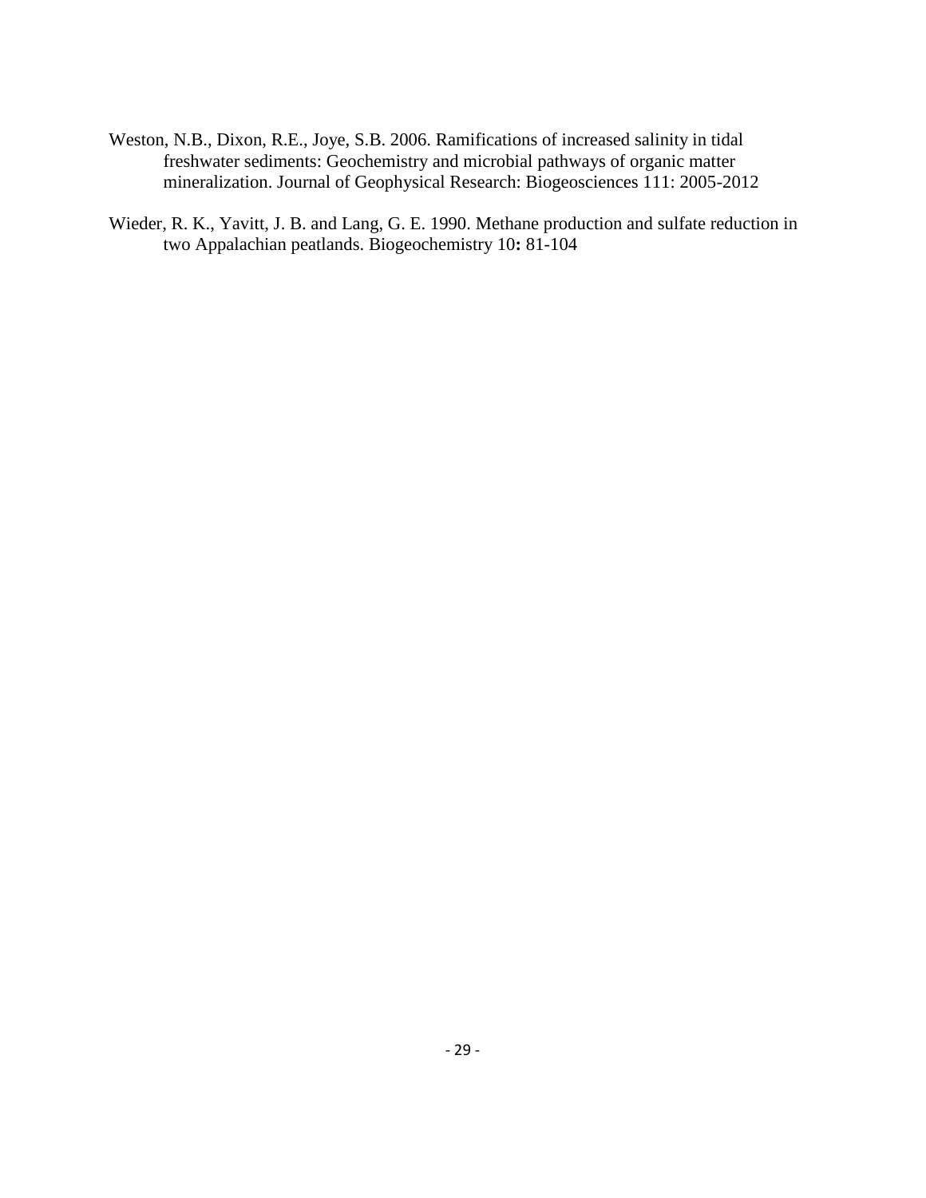Weston, N.B., Dixon, R.E., Joye, S.B. 2006. Ramifications of increased salinity in tidal freshwater sediments: Geochemistry and microbial pathways of organic matter mineralization. Journal of Geophysical Research: Biogeosciences 111: 2005-2012

Wieder, R. K., Yavitt, J. B. and Lang, G. E. 1990. Methane production and sulfate reduction in two Appalachian peatlands. Biogeochemistry 10**:** 81-104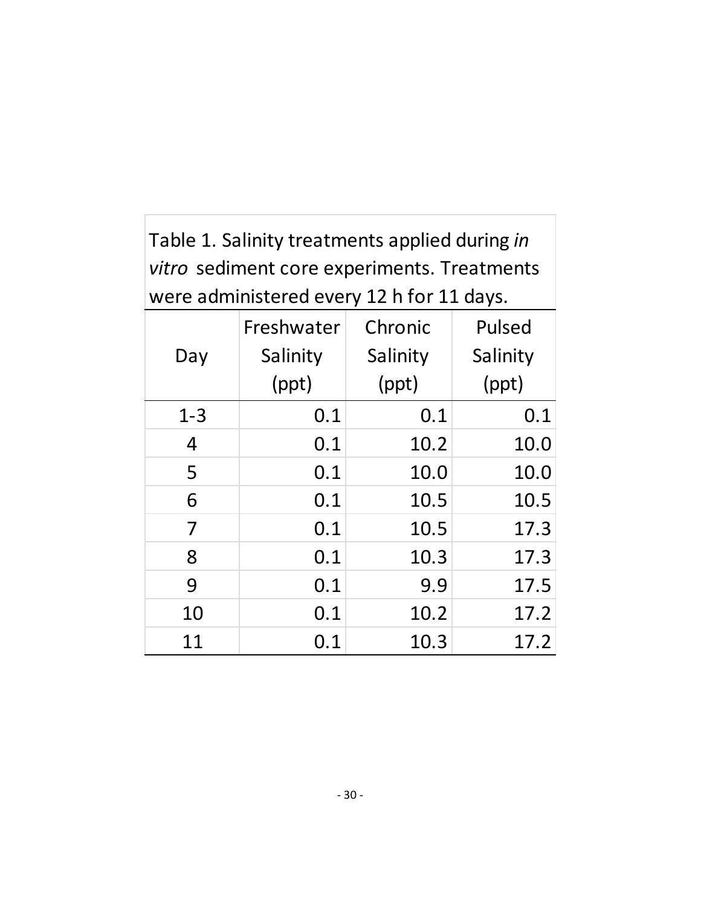Table 1. Salinity treatments applied during *in vitro* sediment core experiments. Treatments were administered every 12 h for 11 days.

| Day | Freshwater Salinity (ppt) | Chronic Salinity (ppt) | Pulsed Salinity (ppt) |
|---|---|---|---|
| 1-3 | 0.1 | 0.1 | 0.1 |
| 4 | 0.1 | 10.2 | 10.0 |
| 5 | 0.1 | 10.0 | 10.0 |
| 6 | 0.1 | 10.5 | 10.5 |
| 7 | 0.1 | 10.5 | 17.3 |
| 8 | 0.1 | 10.3 | 17.3 |
| 9 | 0.1 | 9.9 | 17.5 |
| 10 | 0.1 | 10.2 | 17.2 |
| 11 | 0.1 | 10.3 | 17.2 |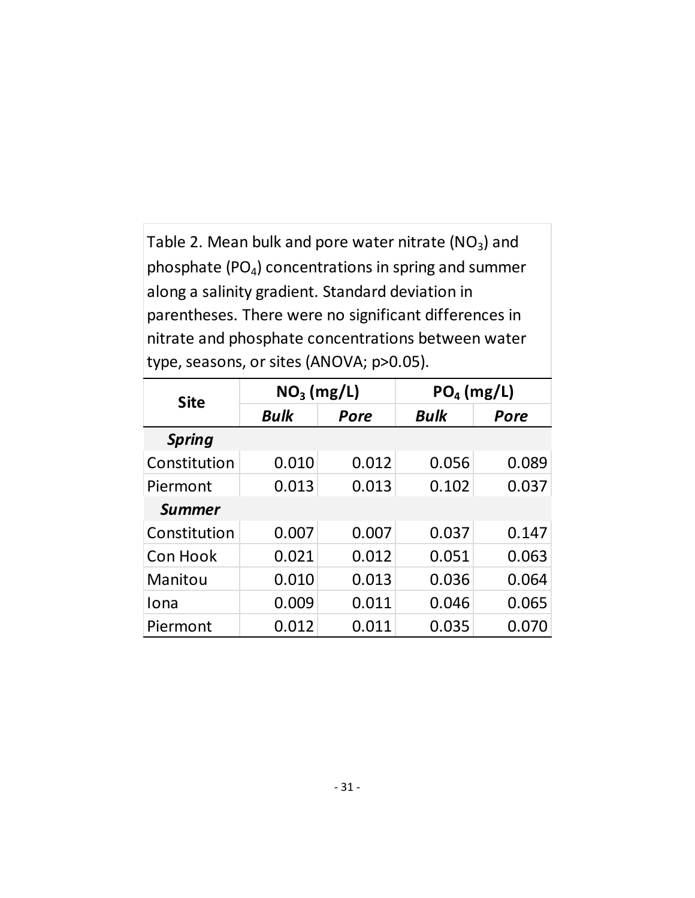Table 2. Mean bulk and pore water nitrate ($NO_3$) and phosphate ($PO_4$) concentrations in spring and summer along a salinity gradient. Standard deviation in parentheses. There were no significant differences in nitrate and phosphate concentrations between water type, seasons, or sites (ANOVA; $p>0.05$).

| Site | $NO_3$ (mg/L) | | $PO_4$ (mg/L) | |
|---|---|---|---|---|
| | ***Bulk*** | ***Pore*** | ***Bulk*** | ***Pore*** |
| ***Spring*** | | | | |
| Constitution | 0.010 | 0.012 | 0.056 | 0.089 |
| Piermont | 0.013 | 0.013 | 0.102 | 0.037 |
| ***Summer*** | | | | |
| Constitution | 0.007 | 0.007 | 0.037 | 0.147 |
| Con Hook | 0.021 | 0.012 | 0.051 | 0.063 |
| Manitou | 0.010 | 0.013 | 0.036 | 0.064 |
| Iona | 0.009 | 0.011 | 0.046 | 0.065 |
| Piermont | 0.012 | 0.011 | 0.035 | 0.070 |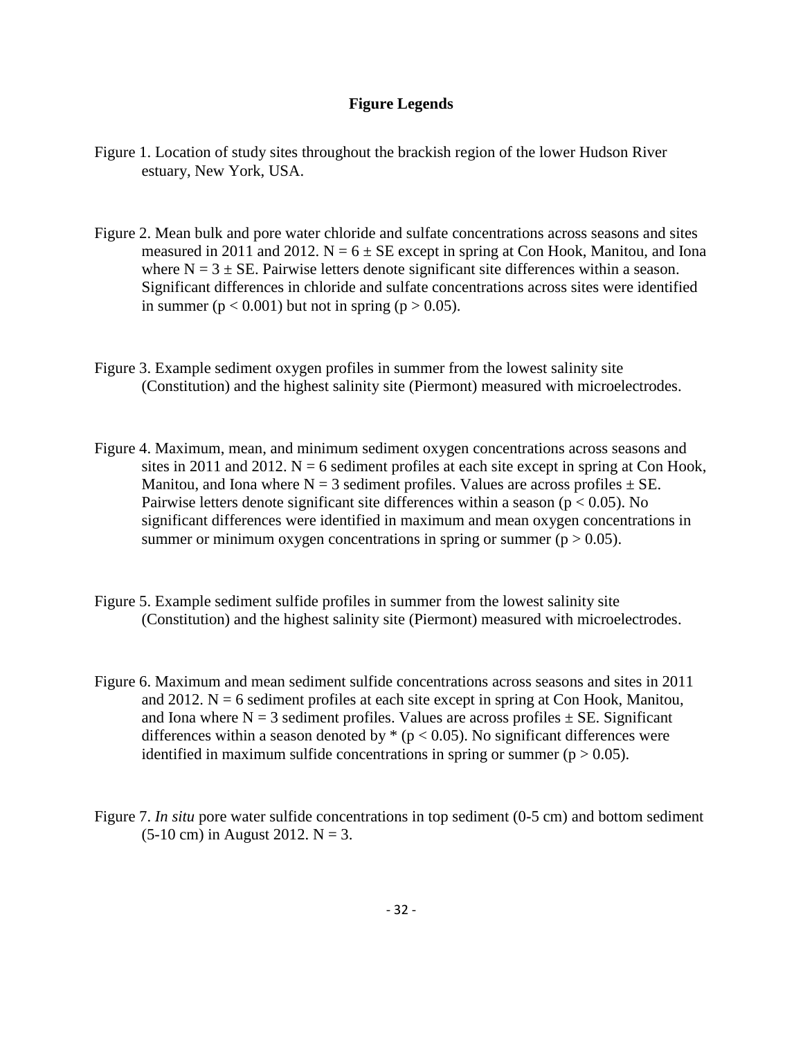## Figure Legends

Figure 1. Location of study sites throughout the brackish region of the lower Hudson River estuary, New York, USA.

Figure 2. Mean bulk and pore water chloride and sulfate concentrations across seasons and sites measured in 2011 and 2012. $N = 6 \pm SE$ except in spring at Con Hook, Manitou, and Iona where $N = 3 \pm SE$. Pairwise letters denote significant site differences within a season. Significant differences in chloride and sulfate concentrations across sites were identified in summer ($p < 0.001$) but not in spring ($p > 0.05$).

Figure 3. Example sediment oxygen profiles in summer from the lowest salinity site (Constitution) and the highest salinity site (Piermont) measured with microelectrodes.

Figure 4. Maximum, mean, and minimum sediment oxygen concentrations across seasons and sites in 2011 and 2012. $N = 6$ sediment profiles at each site except in spring at Con Hook, Manitou, and Iona where $N = 3$ sediment profiles. Values are across profiles $\pm$ SE. Pairwise letters denote significant site differences within a season ($p < 0.05$). No significant differences were identified in maximum and mean oxygen concentrations in summer or minimum oxygen concentrations in spring or summer ($p > 0.05$).

Figure 5. Example sediment sulfide profiles in summer from the lowest salinity site (Constitution) and the highest salinity site (Piermont) measured with microelectrodes.

Figure 6. Maximum and mean sediment sulfide concentrations across seasons and sites in 2011 and 2012. $N = 6$ sediment profiles at each site except in spring at Con Hook, Manitou, and Iona where $N = 3$ sediment profiles. Values are across profiles $\pm$ SE. Significant differences within a season denoted by * ($p < 0.05$). No significant differences were identified in maximum sulfide concentrations in spring or summer ($p > 0.05$).

Figure 7. *In situ* pore water sulfide concentrations in top sediment (0-5 cm) and bottom sediment (5-10 cm) in August 2012. $N = 3$.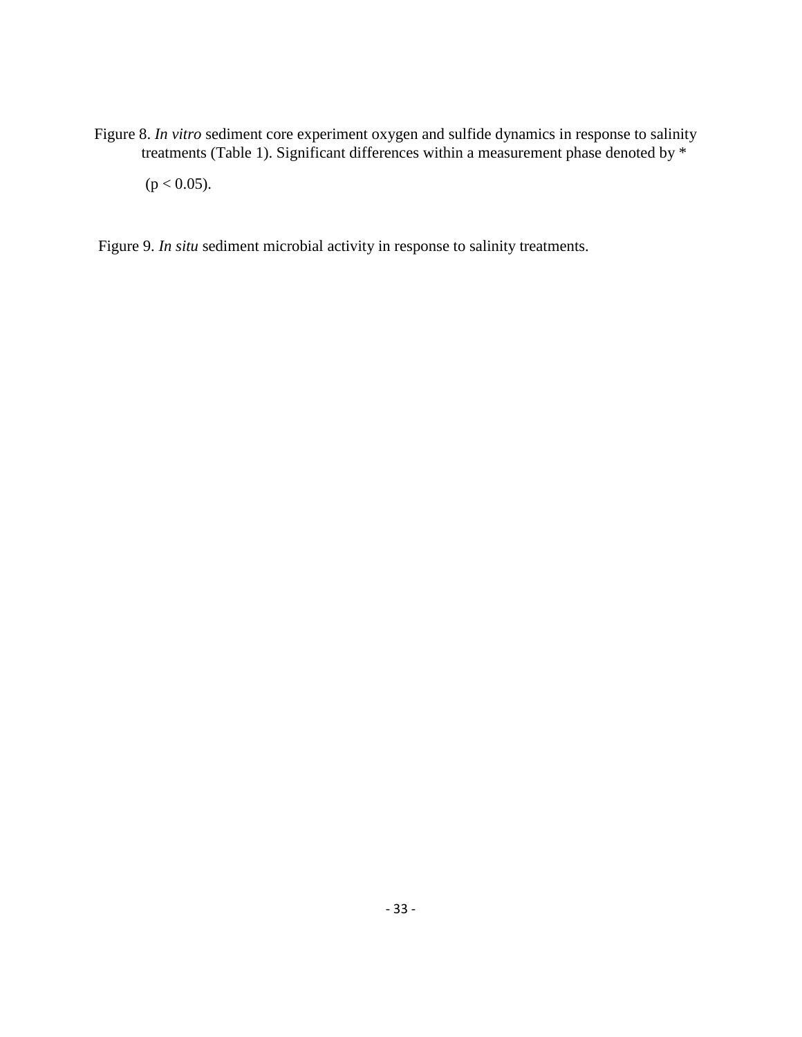Figure 8. *In vitro* sediment core experiment oxygen and sulfide dynamics in response to salinity treatments (Table 1). Significant differences within a measurement phase denoted by * ($p < 0.05$).

Figure 9. *In situ* sediment microbial activity in response to salinity treatments.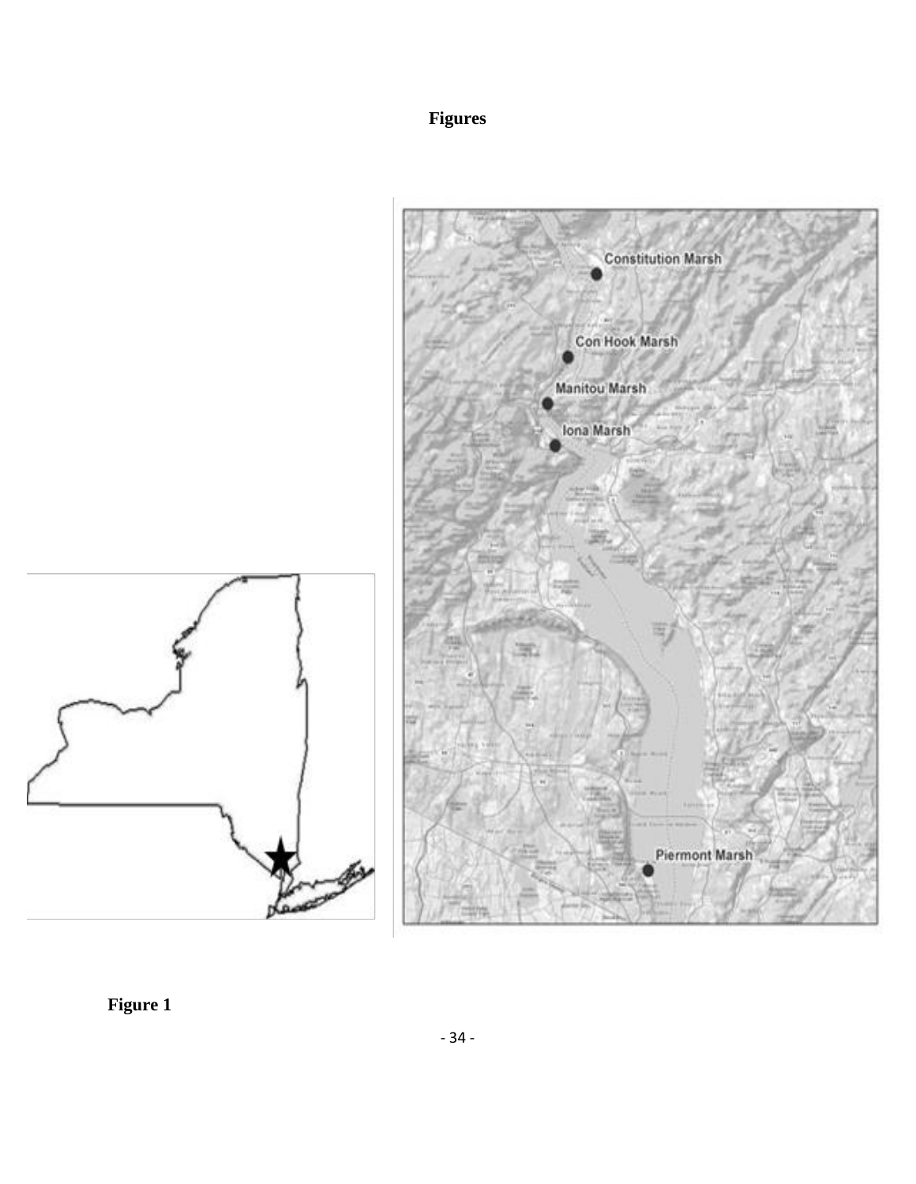**Figures**

**Figure 1**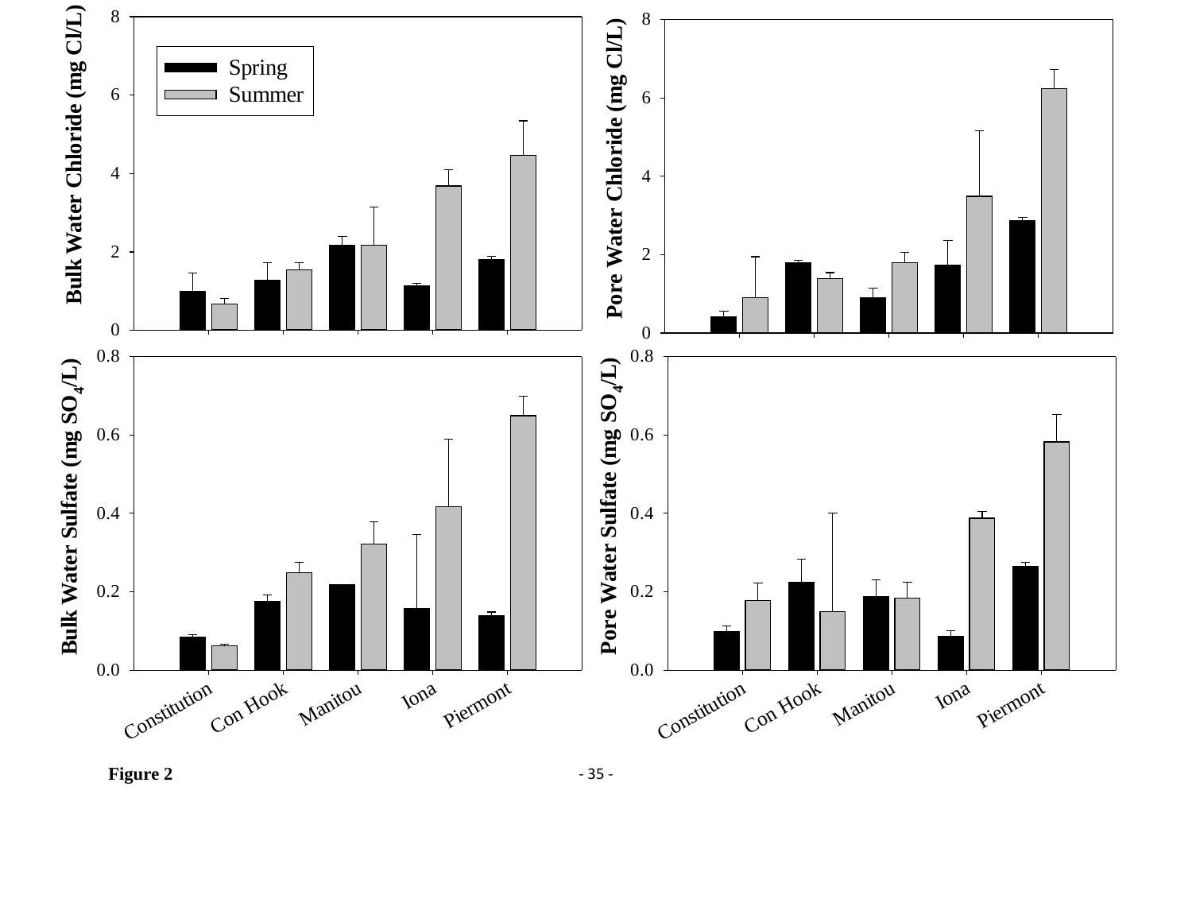**Figure 2**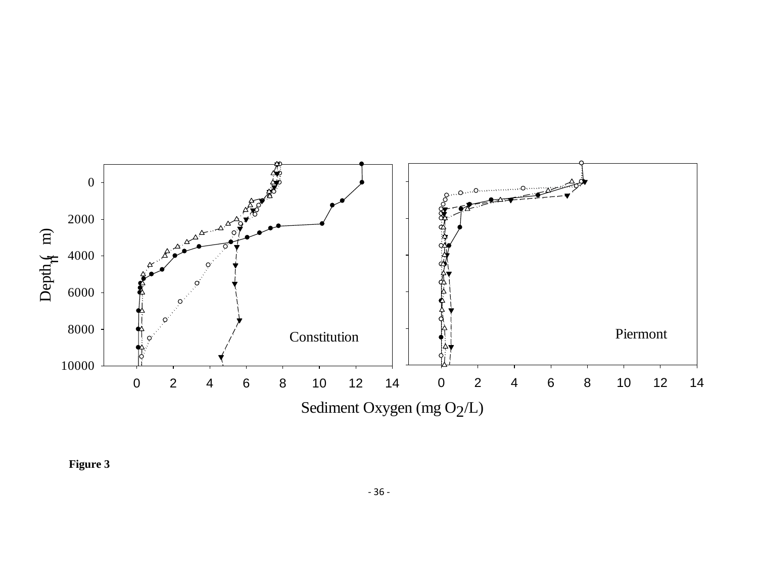Constitution

Piermont

Depth (μm)

Sediment Oxygen (mg $O_2$/L)

**Figure 3**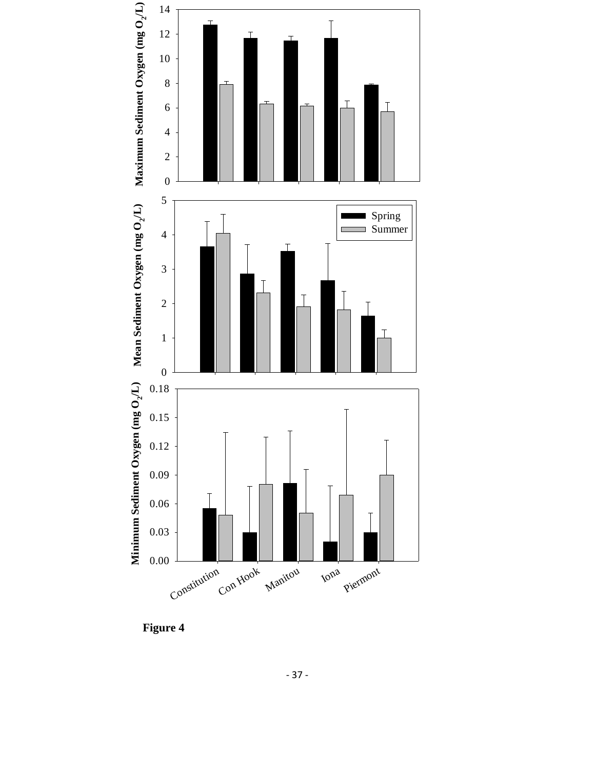Figure 4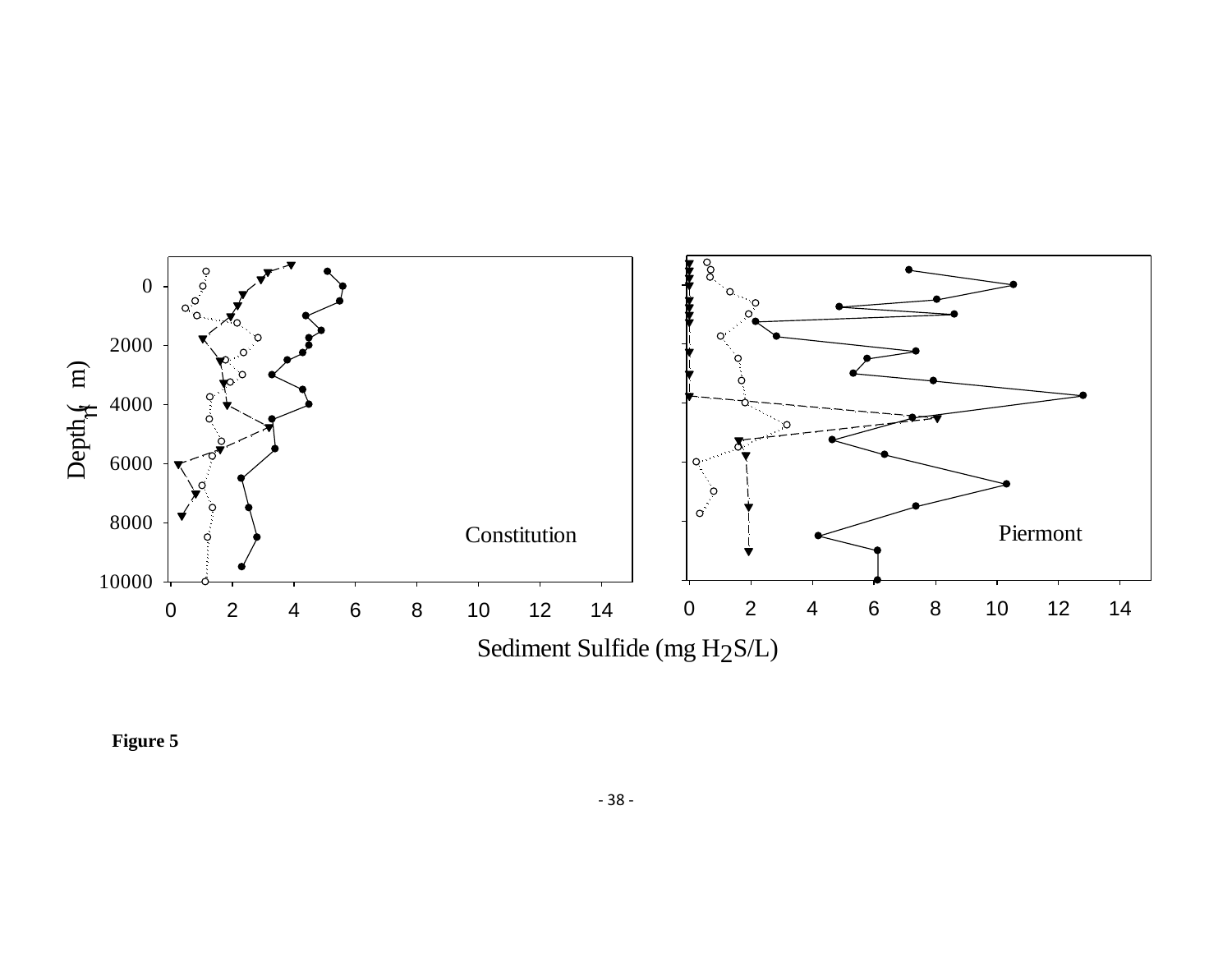Figure 5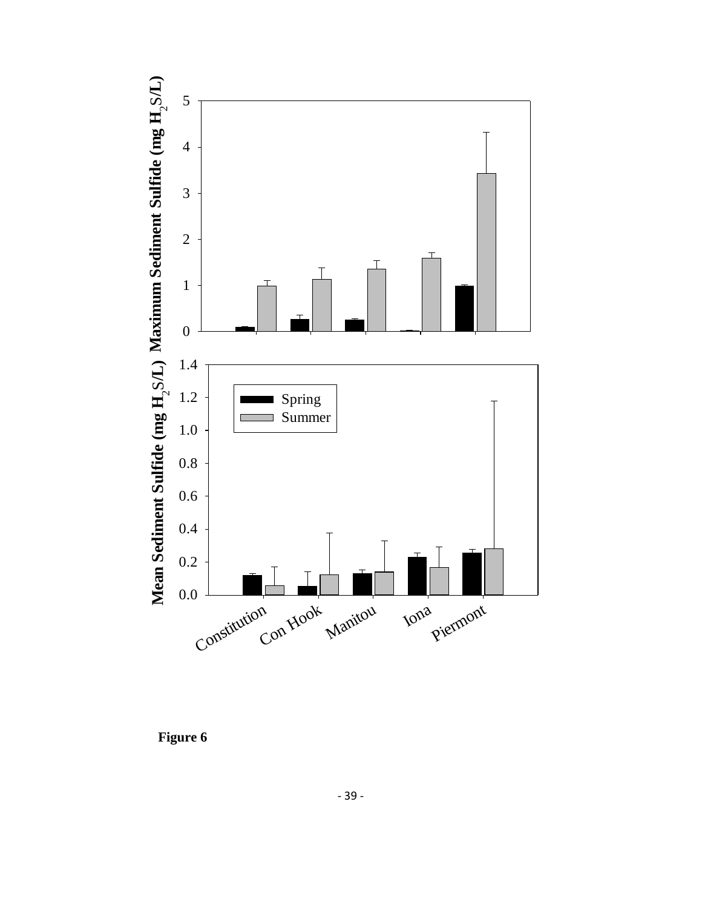Figure 6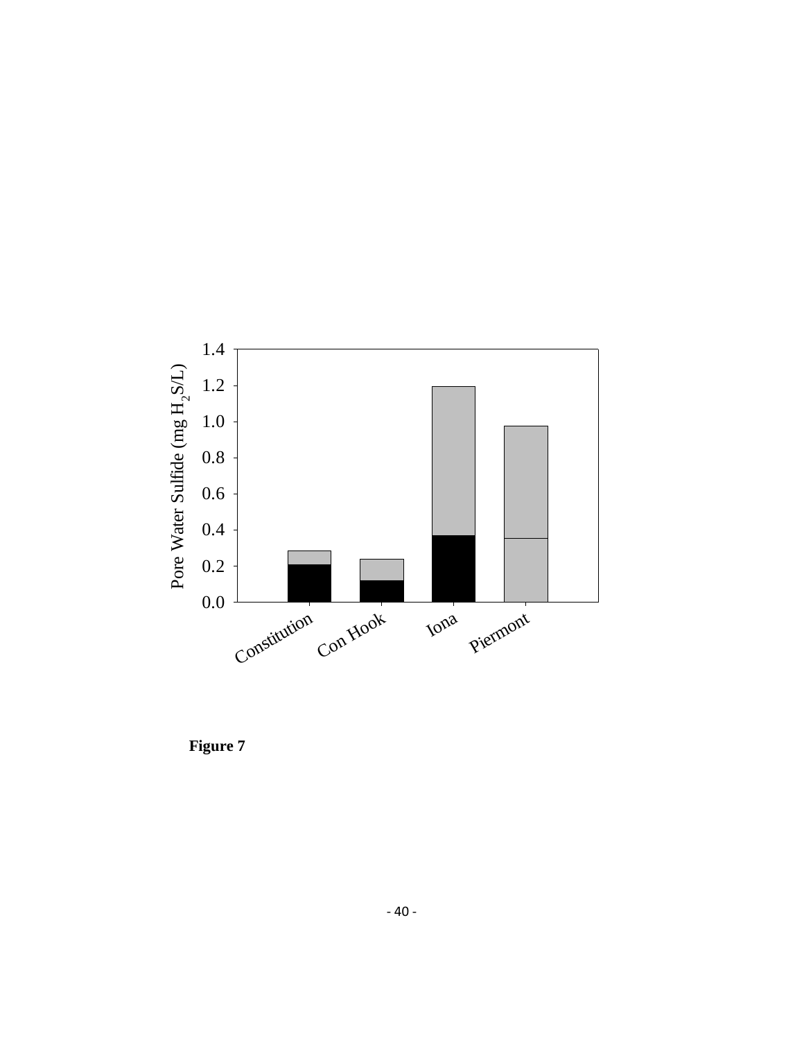Figure 7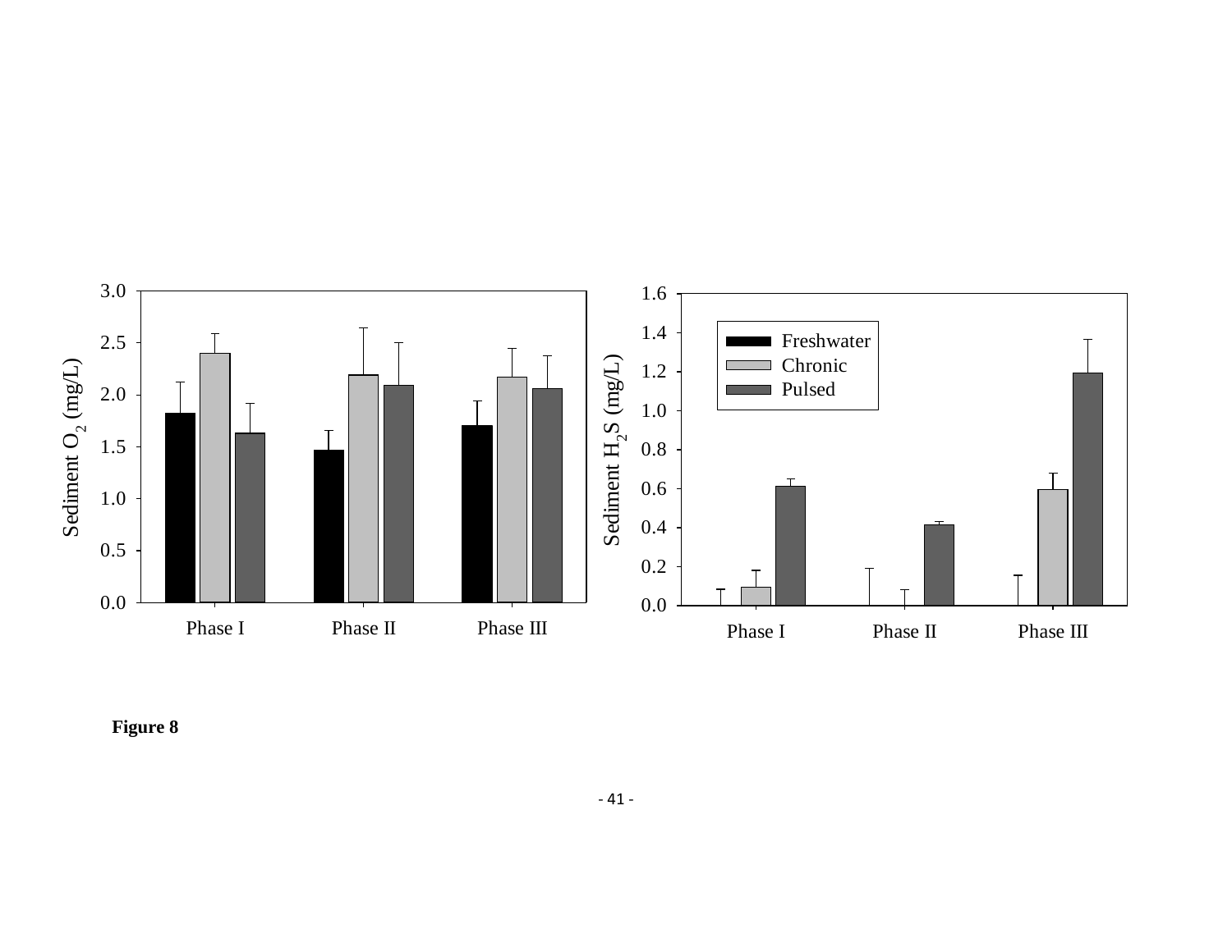**Figure 8**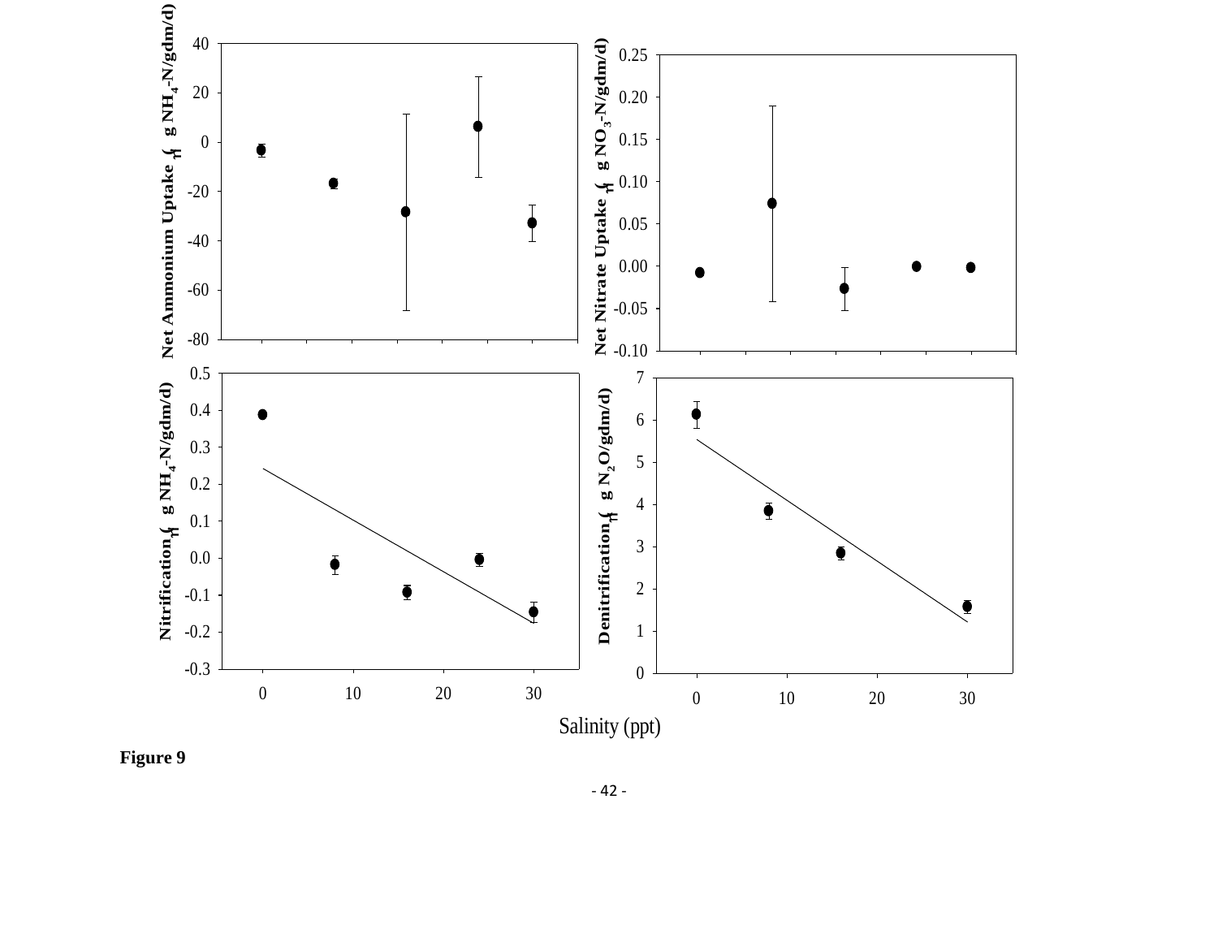Net Ammonium Uptake ($\mu$g $NH_4$-N/gdm/d)

40
20
0
-20
-40
-60
-80

Net Nitrate Uptake ($\mu$g $NO_3$-N/gdm/d)

0.25
0.20
0.15
0.10
0.05
0.00
-0.05
-0.10

Nitrification ($\mu$g $NH_4$-N/gdm/d)

0.5
0.4
0.3
0.2
0.1
0.0
-0.1
-0.2
-0.3

0
10
20
30

Denitrification ($\mu$g $N_2O$/gdm/d)

7
6
5
4
3
2
1
0

0
10
20
30

Salinity (ppt)

**Figure 9**